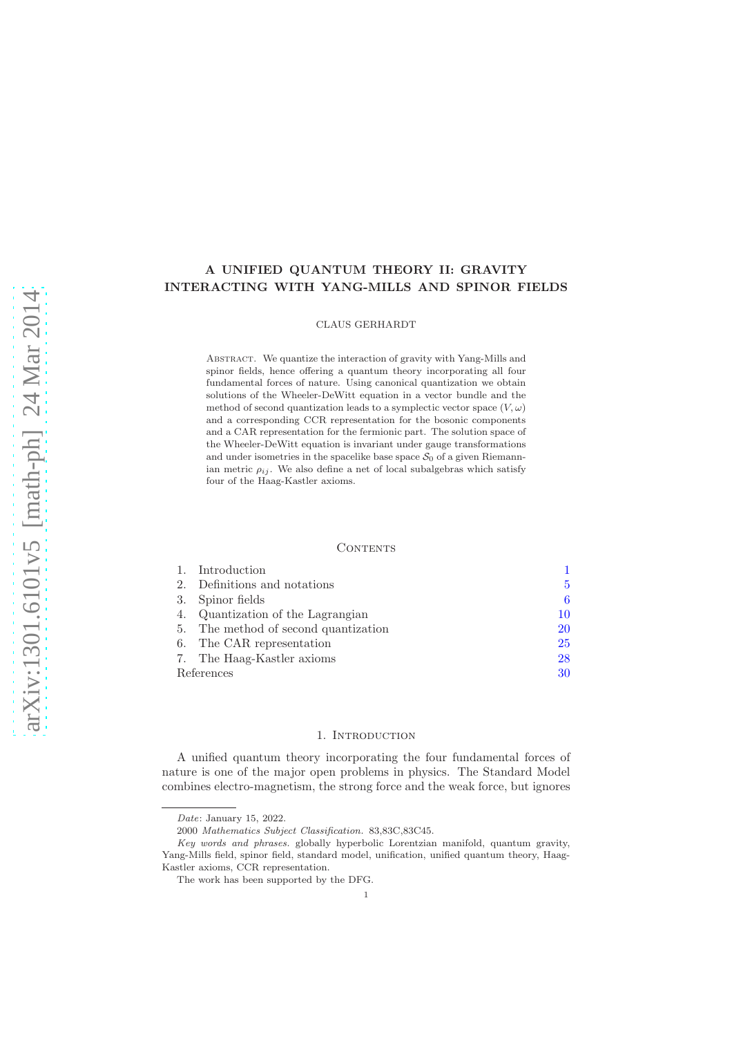# A UNIFIED QUANTUM THEORY II: GRAVITY INTERACTING WITH YANG-MILLS AND SPINOR FIELDS

CLAUS GERHARDT

Abstract. We quantize the interaction of gravity with Yang-Mills and spinor fields, hence offering a quantum theory incorporating all four fundamental forces of nature. Using canonical quantization we obtain solutions of the Wheeler-DeWitt equation in a vector bundle and the method of second quantization leads to a symplectic vector space $(V, \omega)$ and a corresponding CCR representation for the bosonic components and a CAR representation for the fermionic part. The solution space of the Wheeler-DeWitt equation is invariant under gauge transformations and under isometries in the spacelike base space $\mathcal{S}_0$ of a given Riemannian metric $\rho_{ij}$. We also define a net of local subalgebras which satisfy four of the Haag-Kastler axioms.

## Contents

1. Introduction 1
2. Definitions and notations 5
3. Spinor fields 6
4. Quantization of the Lagrangian 10
5. The method of second quantization 20
6. The CAR representation 25
7. The Haag-Kastler axioms 28

References 30

## 1. Introduction

A unified quantum theory incorporating the four fundamental forces of nature is one of the major open problems in physics. The Standard Model combines electro-magnetism, the strong force and the weak force, but ignores

---

*Date*: January 15, 2022.

2000 *Mathematics Subject Classification.* 83,83C,83C45.

*Key words and phrases.* globally hyperbolic Lorentzian manifold, quantum gravity, Yang-Mills field, spinor field, standard model, unification, unified quantum theory, Haag-Kastler axioms, CCR representation.

The work has been supported by the DFG.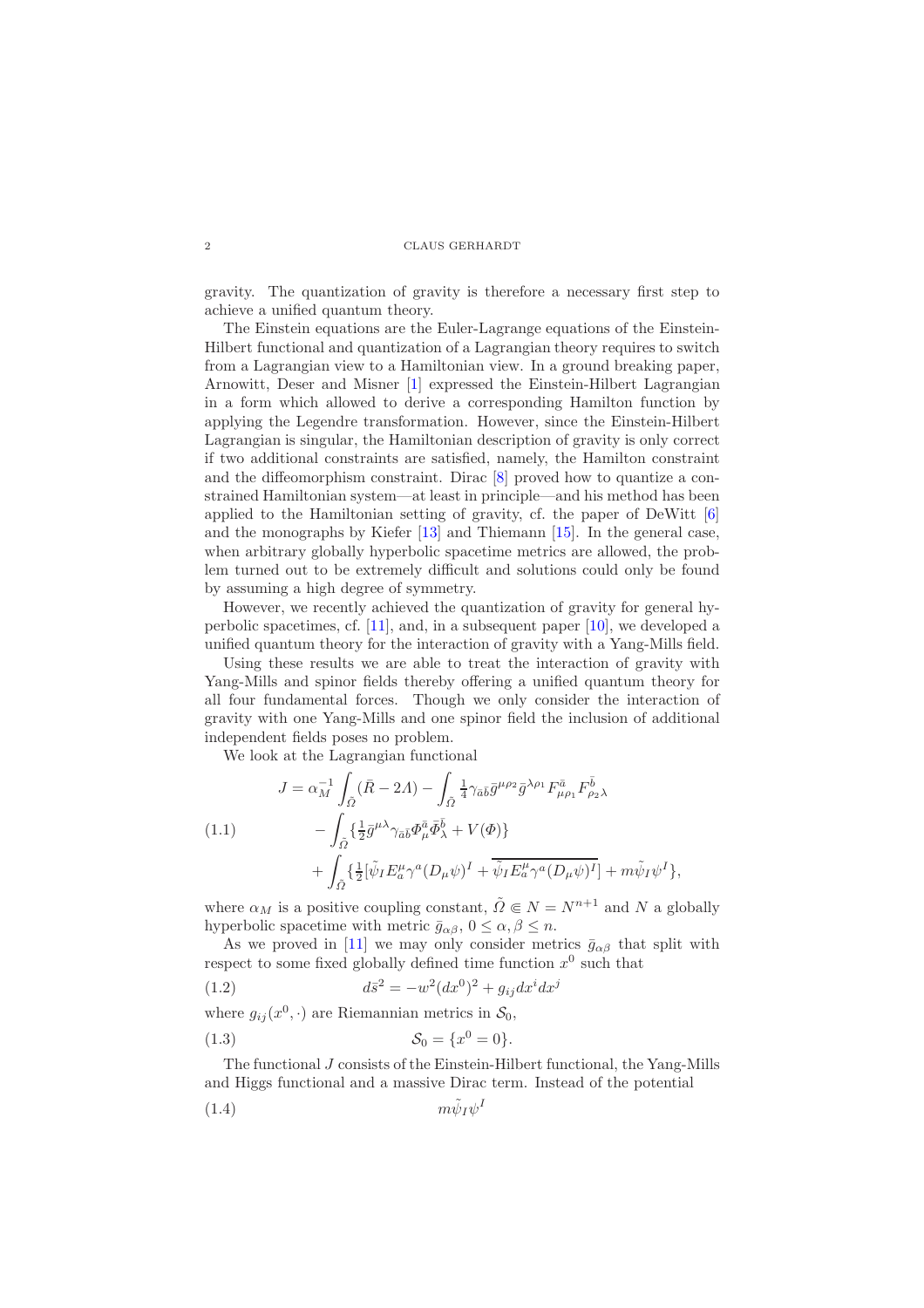gravity. The quantization of gravity is therefore a necessary first step to achieve a unified quantum theory.

The Einstein equations are the Euler-Lagrange equations of the Einstein-Hilbert functional and quantization of a Lagrangian theory requires to switch from a Lagrangian view to a Hamiltonian view. In a ground breaking paper, Arnowitt, Deser and Misner [1] expressed the Einstein-Hilbert Lagrangian in a form which allowed to derive a corresponding Hamilton function by applying the Legendre transformation. However, since the Einstein-Hilbert Lagrangian is singular, the Hamiltonian description of gravity is only correct if two additional constraints are satisfied, namely, the Hamilton constraint and the diffeomorphism constraint. Dirac [8] proved how to quantize a constrained Hamiltonian system—at least in principle—and his method has been applied to the Hamiltonian setting of gravity, cf. the paper of DeWitt [6] and the monographs by Kiefer [13] and Thiemann [15]. In the general case, when arbitrary globally hyperbolic spacetime metrics are allowed, the problem turned out to be extremely difficult and solutions could only be found by assuming a high degree of symmetry.

However, we recently achieved the quantization of gravity for general hyperbolic spacetimes, cf. [11], and, in a subsequent paper [10], we developed a unified quantum theory for the interaction of gravity with a Yang-Mills field.

Using these results we are able to treat the interaction of gravity with Yang-Mills and spinor fields thereby offering a unified quantum theory for all four fundamental forces. Though we only consider the interaction of gravity with one Yang-Mills and one spinor field the inclusion of additional independent fields poses no problem.

We look at the Lagrangian functional

$$
\begin{aligned}
J = \alpha_M^{-1}\int_{\tilde\Omega}(\bar R - 2\Lambda) &- \int_{\tilde\Omega}\tfrac14\gamma_{\bar a\bar b}\bar g^{\mu\rho_2}\bar g^{\lambda\rho_1}F^{\bar a}_{\mu\rho_1}F^{\bar b}_{\rho_2\lambda}\\
&- \int_{\tilde\Omega}\{\tfrac12\bar g^{\mu\lambda}\gamma_{\bar a\bar b}\Phi^{\bar a}_\mu\bar\Phi^{\bar b}_\lambda + V(\Phi)\}\\
&+ \int_{\tilde\Omega}\{\tfrac12[\tilde\psi_I E^\mu_a\gamma^a(D_\mu\psi)^I + \overline{\tilde\psi_I E^\mu_a\gamma^a(D_\mu\psi)^I}] + m\tilde\psi_I\psi^I\},
\end{aligned}
\tag{1.1}
$$

where $\alpha_M$ is a positive coupling constant, $\tilde\Omega \Subset N = N^{n+1}$ and $N$ a globally hyperbolic spacetime with metric $\bar g_{\alpha\beta}$, $0 \le \alpha, \beta \le n$.

As we proved in [11] we may only consider metrics $\bar g_{\alpha\beta}$ that split with respect to some fixed globally defined time function $x^0$ such that

$$
d\bar s^2 = -w^2(dx^0)^2 + g_{ij}dx^idx^j \tag{1.2}
$$

where $g_{ij}(x^0,\cdot)$ are Riemannian metrics in $\mathcal{S}_0$,

$$
\mathcal{S}_0 = \{x^0 = 0\}. \tag{1.3}
$$

The functional $J$ consists of the Einstein-Hilbert functional, the Yang-Mills and Higgs functional and a massive Dirac term. Instead of the potential

$$
m\tilde\psi_I\psi^I \tag{1.4}
$$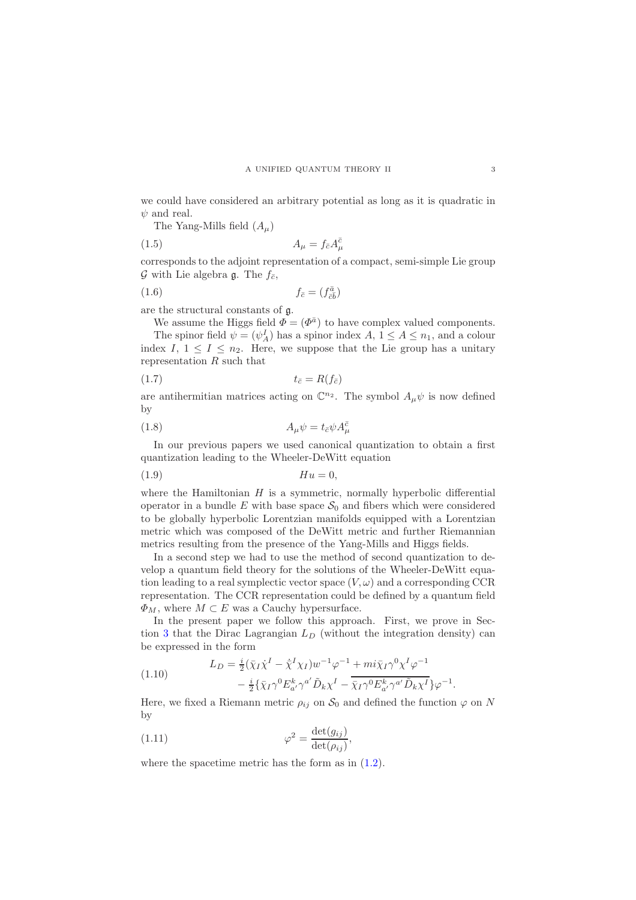we could have considered an arbitrary potential as long as it is quadratic in $\psi$ and real.

The Yang-Mills field $(A_\mu)$

$$A_\mu = f_{\bar c} A^{\bar c}_\mu \tag{1.5}$$

corresponds to the adjoint representation of a compact, semi-simple Lie group $\mathcal{G}$ with Lie algebra $\mathfrak{g}$. The $f_{\bar c}$,

$$f_{\bar c} = (f^{\bar a}_{\bar c \bar b}) \tag{1.6}$$

are the structural constants of $\mathfrak{g}$.

We assume the Higgs field $\varPhi = (\varPhi^{\bar a})$ to have complex valued components.

The spinor field $\psi = (\psi^I_A)$ has a spinor index $A$, $1 \le A \le n_1$, and a colour index $I$, $1 \le I \le n_2$. Here, we suppose that the Lie group has a unitary representation $R$ such that

$$t_{\bar c} = R(f_{\bar c}) \tag{1.7}$$

are antihermitian matrices acting on $\mathbb{C}^{n_2}$. The symbol $A_\mu \psi$ is now defined by

$$A_\mu \psi = t_{\bar c} \psi A^{\bar c}_\mu \tag{1.8}$$

In our previous papers we used canonical quantization to obtain a first quantization leading to the Wheeler-DeWitt equation

$$Hu = 0, \tag{1.9}$$

where the Hamiltonian $H$ is a symmetric, normally hyperbolic differential operator in a bundle $E$ with base space $\mathcal{S}_0$ and fibers which were considered to be globally hyperbolic Lorentzian manifolds equipped with a Lorentzian metric which was composed of the DeWitt metric and further Riemannian metrics resulting from the presence of the Yang-Mills and Higgs fields.

In a second step we had to use the method of second quantization to develop a quantum field theory for the solutions of the Wheeler-DeWitt equation leading to a real symplectic vector space $(V, \omega)$ and a corresponding CCR representation. The CCR representation could be defined by a quantum field $\varPhi_M$, where $M \subset E$ was a Cauchy hypersurface.

In the present paper we follow this approach. First, we prove in Section 3 that the Dirac Lagrangian $L_D$ (without the integration density) can be expressed in the form

$$\begin{aligned} L_D = {} & \tfrac{i}{2}(\bar\chi_I \dot\chi^I - \dot{\bar\chi}^I \chi_I) w^{-1} \varphi^{-1} + m i \bar\chi_I \gamma^0 \chi^I \varphi^{-1} \\ & - \tfrac{i}{2}\{\bar\chi_I \gamma^0 E^k_{a'} \gamma^{a'} \tilde D_k \chi^I - \overline{\bar\chi_I \gamma^0 E^k_{a'} \gamma^{a'} \tilde D_k \chi^I}\} \varphi^{-1}. \end{aligned} \tag{1.10}$$

Here, we fixed a Riemann metric $\rho_{ij}$ on $\mathcal{S}_0$ and defined the function $\varphi$ on $N$ by

$$\varphi^2 = \frac{\det(g_{ij})}{\det(\rho_{ij})}, \tag{1.11}$$

where the spacetime metric has the form as in (1.2).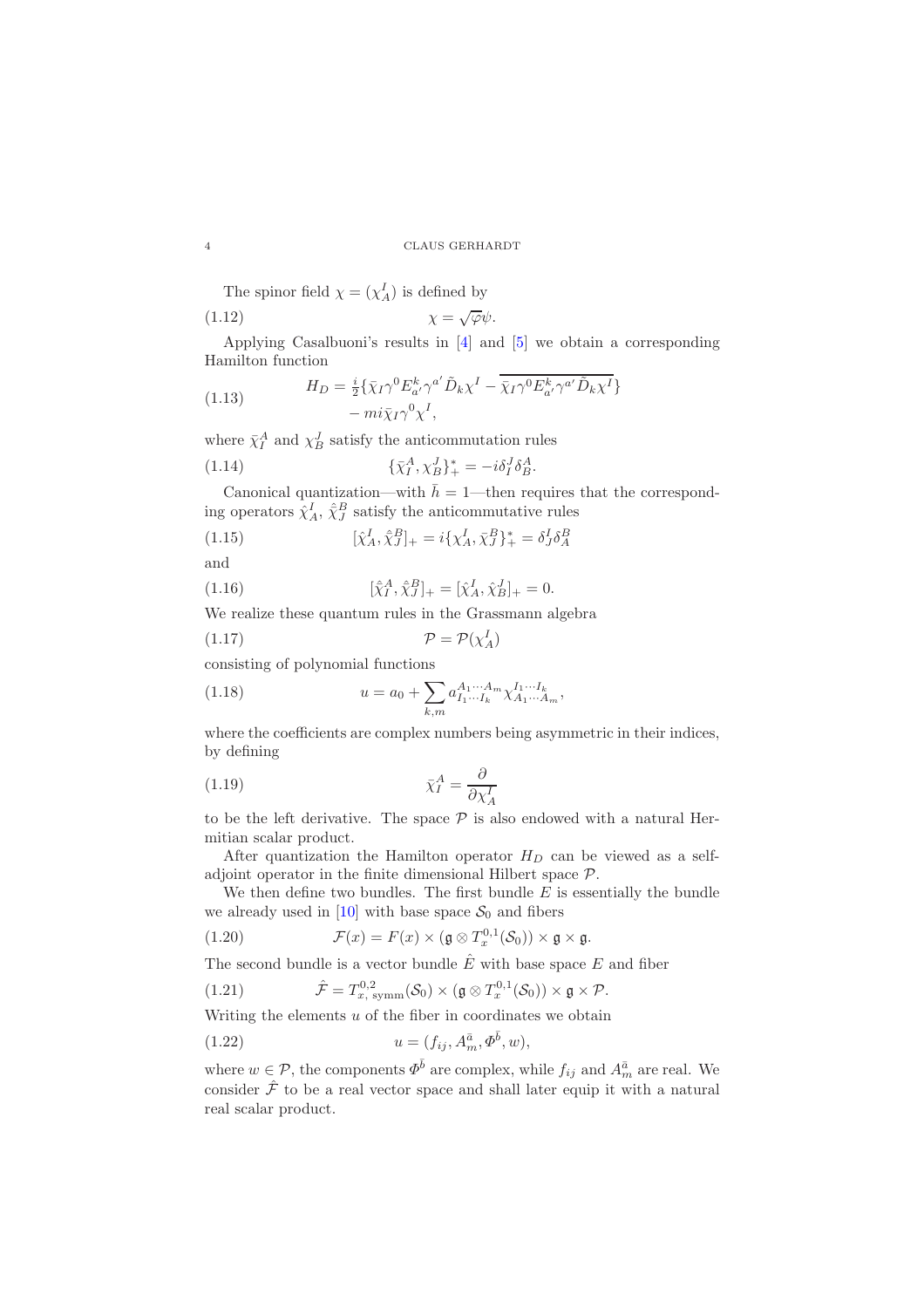The spinor field $\chi = (\chi^I_A)$ is defined by

$$\chi = \sqrt{\varphi}\psi. \tag{1.12}$$

Applying Casalbuoni's results in [4] and [5] we obtain a corresponding Hamilton function

$$\begin{aligned} H_D = &\tfrac{i}{2}\{\bar\chi_I\gamma^0 E^k_{a'}\gamma^{a'}\tilde D_k\chi^I - \overline{\bar\chi_I\gamma^0 E^k_{a'}\gamma^{a'}\tilde D_k\chi^I}\} \\ &- mi\bar\chi_I\gamma^0\chi^I, \end{aligned} \tag{1.13}$$

where $\bar\chi^A_I$ and $\chi^J_B$ satisfy the anticommutation rules

$$\{\bar\chi^A_I, \chi^J_B\}^*_+ = -i\delta^J_I\delta^A_B. \tag{1.14}$$

Canonical quantization—with $\bar h = 1$—then requires that the corresponding operators $\hat\chi^I_A$, $\hat{\bar\chi}^B_J$ satisfy the anticommutative rules

$$[\hat\chi^I_A, \hat{\bar\chi}^B_J]_+ = i\{\chi^I_A, \bar\chi^B_J\}^*_+ = \delta^I_J\delta^B_A \tag{1.15}$$

and

$$[\hat{\bar\chi}^A_I, \hat{\bar\chi}^B_J]_+ = [\hat\chi^I_A, \hat\chi^J_B]_+ = 0. \tag{1.16}$$

We realize these quantum rules in the Grassmann algebra

$$\mathcal{P} = \mathcal{P}(\chi^I_A) \tag{1.17}$$

consisting of polynomial functions

$$u = a_0 + \sum_{k,m} a^{A_1\cdots A_m}_{I_1\cdots I_k}\chi^{I_1\cdots I_k}_{A_1\cdots A_m}, \tag{1.18}$$

where the coefficients are complex numbers being asymmetric in their indices, by defining

$$\bar\chi^A_I = \frac{\partial}{\partial\chi^I_A} \tag{1.19}$$

to be the left derivative. The space $\mathcal{P}$ is also endowed with a natural Hermitian scalar product.

After quantization the Hamilton operator $H_D$ can be viewed as a self-adjoint operator in the finite dimensional Hilbert space $\mathcal{P}$.

We then define two bundles. The first bundle $E$ is essentially the bundle we already used in [10] with base space $\mathcal{S}_0$ and fibers

$$\mathcal{F}(x) = F(x) \times (\mathfrak{g}\otimes T^{0,1}_x(\mathcal{S}_0)) \times \mathfrak{g} \times \mathfrak{g}. \tag{1.20}$$

The second bundle is a vector bundle $\hat E$ with base space $E$ and fiber

$$\hat{\mathcal{F}} = T^{0,2}_{x,\,\text{symm}}(\mathcal{S}_0) \times (\mathfrak{g}\otimes T^{0,1}_x(\mathcal{S}_0)) \times \mathfrak{g} \times \mathcal{P}. \tag{1.21}$$

Writing the elements $u$ of the fiber in coordinates we obtain

$$u = (f_{ij}, A^{\bar a}_m, \varPhi^{\bar b}, w), \tag{1.22}$$

where $w \in \mathcal{P}$, the components $\varPhi^{\bar b}$ are complex, while $f_{ij}$ and $A^{\bar a}_m$ are real. We consider $\hat{\mathcal{F}}$ to be a real vector space and shall later equip it with a natural real scalar product.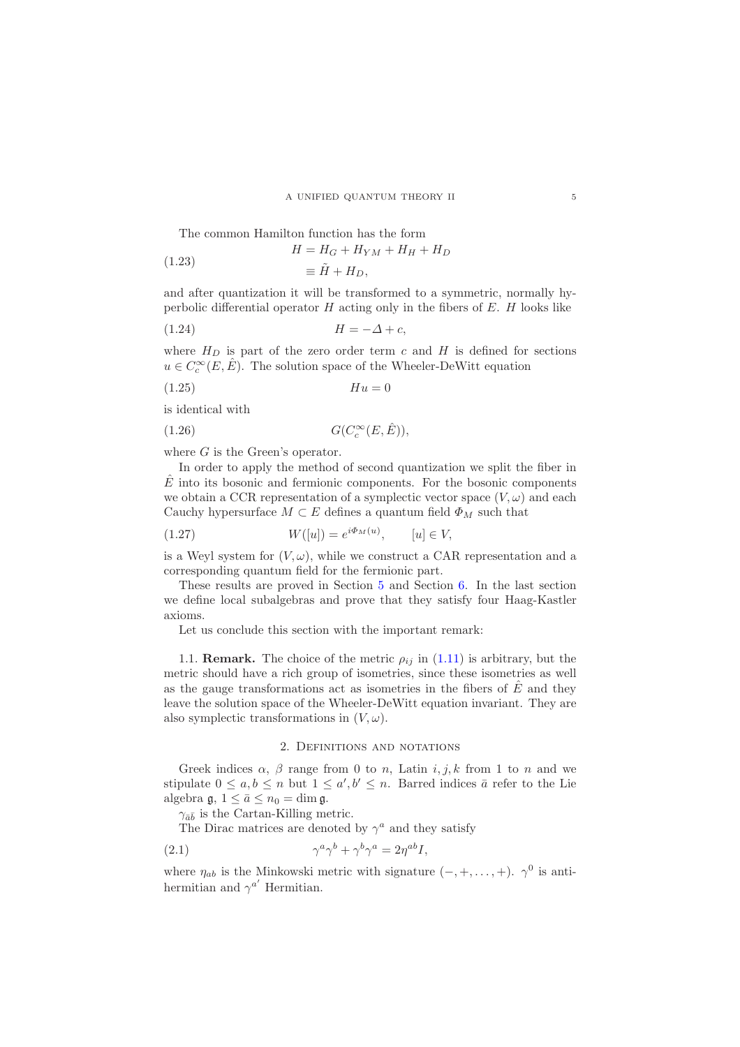The common Hamilton function has the form

$$
\begin{aligned}
H &= H_G + H_{YM} + H_H + H_D \\
&\equiv \tilde{H} + H_D,
\end{aligned} \tag{1.23}
$$

and after quantization it will be transformed to a symmetric, normally hyperbolic differential operator $H$ acting only in the fibers of $E$. $H$ looks like

$$
H = -\Delta + c, \tag{1.24}
$$

where $H_D$ is part of the zero order term $c$ and $H$ is defined for sections $u \in C_c^\infty(E, \hat{E})$. The solution space of the Wheeler-DeWitt equation

$$
Hu = 0 \tag{1.25}
$$

is identical with

$$
G(C_c^\infty(E, \hat{E})), \tag{1.26}
$$

where $G$ is the Green's operator.

In order to apply the method of second quantization we split the fiber in $\hat{E}$ into its bosonic and fermionic components. For the bosonic components we obtain a CCR representation of a symplectic vector space $(V, \omega)$ and each Cauchy hypersurface $M \subset E$ defines a quantum field $\Phi_M$ such that

$$
W([u]) = e^{i\Phi_M(u)}, \qquad [u] \in V, \tag{1.27}
$$

is a Weyl system for $(V, \omega)$, while we construct a CAR representation and a corresponding quantum field for the fermionic part.

These results are proved in Section 5 and Section 6. In the last section we define local subalgebras and prove that they satisfy four Haag-Kastler axioms.

Let us conclude this section with the important remark:

1.1. **Remark.** The choice of the metric $\rho_{ij}$ in (1.11) is arbitrary, but the metric should have a rich group of isometries, since these isometries as well as the gauge transformations act as isometries in the fibers of $\hat{E}$ and they leave the solution space of the Wheeler-DeWitt equation invariant. They are also symplectic transformations in $(V, \omega)$.

## 2. Definitions and notations

Greek indices $\alpha$, $\beta$ range from $0$ to $n$, Latin $i, j, k$ from $1$ to $n$ and we stipulate $0 \le a, b \le n$ but $1 \le a', b' \le n$. Barred indices $\bar{a}$ refer to the Lie algebra $\mathfrak{g}$, $1 \le \bar{a} \le n_0 = \dim \mathfrak{g}$.

$\gamma_{\bar{a}\bar{b}}$ is the Cartan-Killing metric.

The Dirac matrices are denoted by $\gamma^a$ and they satisfy

$$
\gamma^a \gamma^b + \gamma^b \gamma^a = 2\eta^{ab} I, \tag{2.1}
$$

where $\eta_{ab}$ is the Minkowski metric with signature $(-, +, \dots, +)$. $\gamma^0$ is anti-hermitian and $\gamma^{a'}$ Hermitian.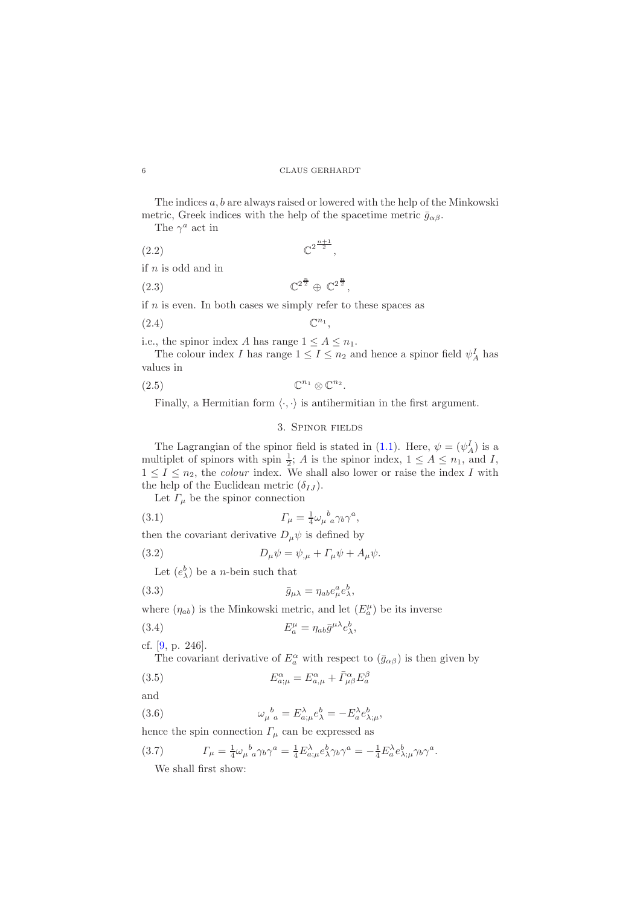The indices $a, b$ are always raised or lowered with the help of the Minkowski metric, Greek indices with the help of the spacetime metric $\bar{g}_{\alpha\beta}$.

The $\gamma^a$ act in

$$\mathbb{C}^{2^{\frac{n+1}{2}}}, \tag{2.2}$$

if $n$ is odd and in

$$\mathbb{C}^{2^{\frac{n}{2}}} \oplus \mathbb{C}^{2^{\frac{n}{2}}}, \tag{2.3}$$

if $n$ is even. In both cases we simply refer to these spaces as

$$\mathbb{C}^{n_1}, \tag{2.4}$$

i.e., the spinor index $A$ has range $1 \le A \le n_1$.

The colour index $I$ has range $1 \le I \le n_2$ and hence a spinor field $\psi^I_A$ has values in

$$\mathbb{C}^{n_1} \otimes \mathbb{C}^{n_2}. \tag{2.5}$$

Finally, a Hermitian form $\langle \cdot, \cdot \rangle$ is antihermitian in the first argument.

## 3. Spinor fields

The Lagrangian of the spinor field is stated in (1.1). Here, $\psi = (\psi^I_A)$ is a multiplet of spinors with spin $\frac{1}{2}$; $A$ is the spinor index, $1 \le A \le n_1$, and $I$, $1 \le I \le n_2$, the *colour* index. We shall also lower or raise the index $I$ with the help of the Euclidean metric $(\delta_{IJ})$.

Let $\Gamma_\mu$ be the spinor connection

$$\Gamma_\mu = \tfrac{1}{4}\omega_\mu{}^b{}_a \gamma_b \gamma^a, \tag{3.1}$$

then the covariant derivative $D_\mu \psi$ is defined by

$$D_\mu \psi = \psi_{,\mu} + \Gamma_\mu \psi + A_\mu \psi. \tag{3.2}$$

Let $(e^b_\lambda)$ be a $n$-bein such that

$$\bar{g}_{\mu\lambda} = \eta_{ab} e^a_\mu e^b_\lambda, \tag{3.3}$$

where $(\eta_{ab})$ is the Minkowski metric, and let $(E^\mu_a)$ be its inverse

$$E^\mu_a = \eta_{ab} \bar{g}^{\mu\lambda} e^b_\lambda, \tag{3.4}$$

cf. [9, p. 246].

The covariant derivative of $E^\alpha_a$ with respect to $(\bar{g}_{\alpha\beta})$ is then given by

$$E^\alpha_{a;\mu} = E^\alpha_{a,\mu} + \bar{\Gamma}^\alpha_{\mu\beta} E^\beta_a \tag{3.5}$$

and

$$\omega_\mu{}^b{}_a = E^\lambda_{a;\mu} e^b_\lambda = -E^\lambda_a e^b_{\lambda;\mu}, \tag{3.6}$$

hence the spin connection $\Gamma_\mu$ can be expressed as

$$\Gamma_\mu = \tfrac{1}{4}\omega_\mu{}^b{}_a \gamma_b \gamma^a = \tfrac{1}{4} E^\lambda_{a;\mu} e^b_\lambda \gamma_b \gamma^a = -\tfrac{1}{4} E^\lambda_a e^b_{\lambda;\mu} \gamma_b \gamma^a. \tag{3.7}$$

We shall first show: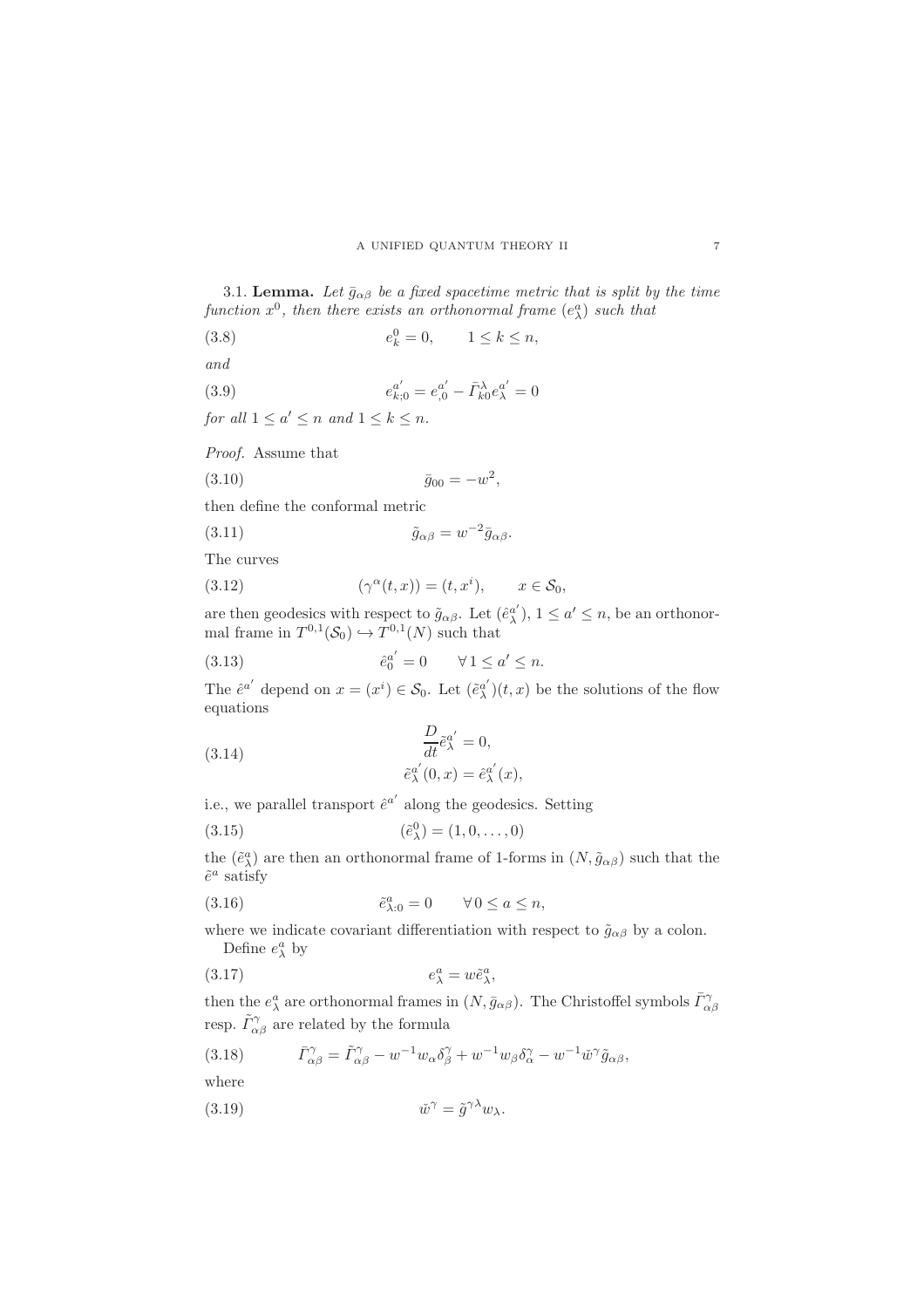3.1. **Lemma.** *Let $\bar g_{\alpha\beta}$ be a fixed spacetime metric that is split by the time function $x^0$, then there exists an orthonormal frame $(e^a_\lambda)$ such that*

$$e^0_k = 0, \qquad 1 \le k \le n, \tag{3.8}$$

*and*

$$e^{a'}_{k;0} = e^{a'}_{,0} - \bar\Gamma^\lambda_{k0} e^{a'}_\lambda = 0 \tag{3.9}$$

*for all $1 \le a' \le n$ and $1 \le k \le n$.*

*Proof.* Assume that

$$\bar g_{00} = -w^2, \tag{3.10}$$

then define the conformal metric

$$\tilde g_{\alpha\beta} = w^{-2}\bar g_{\alpha\beta}. \tag{3.11}$$

The curves

$$(\gamma^\alpha(t,x)) = (t, x^i), \qquad x \in \mathcal{S}_0, \tag{3.12}$$

are then geodesics with respect to $\tilde g_{\alpha\beta}$. Let $(\hat e^{a'}_\lambda)$, $1 \le a' \le n$, be an orthonormal frame in $T^{0,1}(\mathcal{S}_0) \hookrightarrow T^{0,1}(N)$ such that

$$\hat e^{a'}_0 = 0 \qquad \forall\, 1 \le a' \le n. \tag{3.13}$$

The $\hat e^{a'}$ depend on $x = (x^i) \in \mathcal{S}_0$. Let $(\tilde e^{a'}_\lambda)(t,x)$ be the solutions of the flow equations

$$\begin{aligned} &\frac{D}{dt}\tilde e^{a'}_\lambda = 0, \\ &\tilde e^{a'}_\lambda(0,x) = \hat e^{a'}_\lambda(x), \end{aligned} \tag{3.14}$$

i.e., we parallel transport $\hat e^{a'}$ along the geodesics. Setting

$$(\tilde e^0_\lambda) = (1, 0, \dots, 0) \tag{3.15}$$

the $(\tilde e^a_\lambda)$ are then an orthonormal frame of 1-forms in $(N, \tilde g_{\alpha\beta})$ such that the $\tilde e^a$ satisfy

$$\tilde e^a_{\lambda:0} = 0 \qquad \forall\, 0 \le a \le n, \tag{3.16}$$

where we indicate covariant differentiation with respect to $\tilde g_{\alpha\beta}$ by a colon.

Define $e^a_\lambda$ by

$$e^a_\lambda = w\tilde e^a_\lambda, \tag{3.17}$$

then the $e^a_\lambda$ are orthonormal frames in $(N, \bar g_{\alpha\beta})$. The Christoffel symbols $\bar\Gamma^\gamma_{\alpha\beta}$ resp. $\tilde\Gamma^\gamma_{\alpha\beta}$ are related by the formula

$$\bar\Gamma^\gamma_{\alpha\beta} = \tilde\Gamma^\gamma_{\alpha\beta} - w^{-1}w_\alpha\delta^\gamma_\beta + w^{-1}w_\beta\delta^\gamma_\alpha - w^{-1}\check w^\gamma \tilde g_{\alpha\beta}, \tag{3.18}$$

where

$$\check w^\gamma = \tilde g^{\gamma\lambda} w_\lambda. \tag{3.19}$$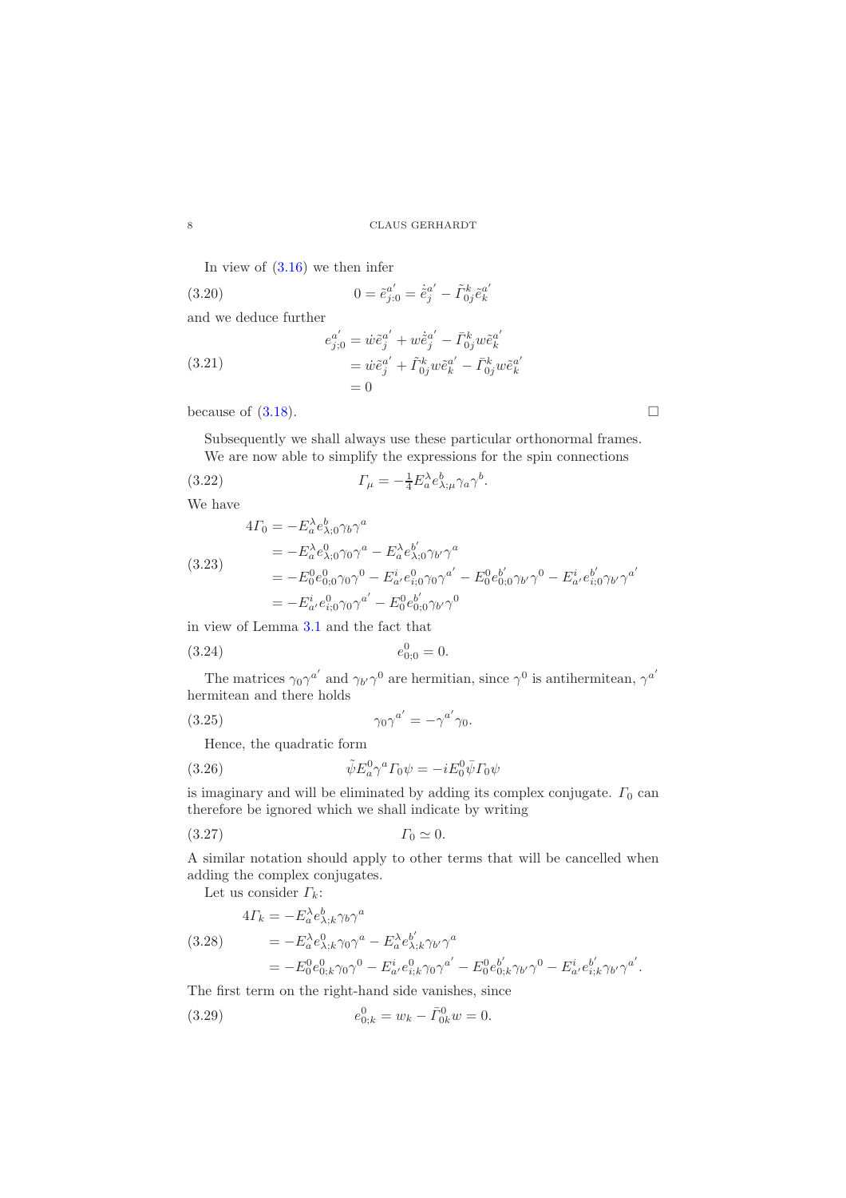In view of (3.16) we then infer

$$0 = \tilde{e}^{a'}_{j;0} = \dot{\tilde{e}}^{a'}_j - \tilde{\Gamma}^k_{0j}\tilde{e}^{a'}_k \tag{3.20}$$

and we deduce further

$$\begin{aligned} e^{a'}_{j;0} &= \dot{w}\tilde{e}^{a'}_j + w\dot{\tilde{e}}^{a'}_j - \bar{\Gamma}^k_{0j} w\tilde{e}^{a'}_k \\ &= \dot{w}\tilde{e}^{a'}_j + \tilde{\Gamma}^k_{0j} w\tilde{e}^{a'}_k - \bar{\Gamma}^k_{0j} w\tilde{e}^{a'}_k \\ &= 0 \end{aligned} \tag{3.21}$$

because of (3.18). □

Subsequently we shall always use these particular orthonormal frames.

We are now able to simplify the expressions for the spin connections

$$\Gamma_\mu = -\tfrac{1}{4} E^\lambda_a e^b_{\lambda;\mu}\gamma_a\gamma^b. \tag{3.22}$$

We have

$$\begin{aligned} 4\Gamma_0 &= -E^\lambda_a e^b_{\lambda;0}\gamma_b\gamma^a \\ &= -E^\lambda_a e^0_{\lambda;0}\gamma_0\gamma^a - E^\lambda_a e^{b'}_{\lambda;0}\gamma_{b'}\gamma^a \\ &= -E^0_0 e^0_{0;0}\gamma_0\gamma^0 - E^i_{a'} e^0_{i;0}\gamma_0\gamma^{a'} - E^0_0 e^{b'}_{0;0}\gamma_{b'}\gamma^0 - E^i_{a'} e^{b'}_{i;0}\gamma_{b'}\gamma^{a'} \\ &= -E^i_{a'} e^0_{i;0}\gamma_0\gamma^{a'} - E^0_0 e^{b'}_{0;0}\gamma_{b'}\gamma^0 \end{aligned} \tag{3.23}$$

in view of Lemma 3.1 and the fact that

$$e^0_{0;0} = 0. \tag{3.24}$$

The matrices $\gamma_0\gamma^{a'}$ and $\gamma_{b'}\gamma^0$ are hermitian, since $\gamma^0$ is antihermitean, $\gamma^{a'}$ hermitean and there holds

$$\gamma_0\gamma^{a'} = -\gamma^{a'}\gamma_0. \tag{3.25}$$

Hence, the quadratic form

$$\tilde{\psi} E^0_a\gamma^a\Gamma_0\psi = -iE^0_0\bar{\psi}\Gamma_0\psi \tag{3.26}$$

is imaginary and will be eliminated by adding its complex conjugate. $\Gamma_0$ can therefore be ignored which we shall indicate by writing

$$\Gamma_0 \simeq 0. \tag{3.27}$$

A similar notation should apply to other terms that will be cancelled when adding the complex conjugates.

Let us consider $\Gamma_k$:

$$\begin{aligned} 4\Gamma_k &= -E^\lambda_a e^b_{\lambda;k}\gamma_b\gamma^a \\ &= -E^\lambda_a e^0_{\lambda;k}\gamma_0\gamma^a - E^\lambda_a e^{b'}_{\lambda;k}\gamma_{b'}\gamma^a \\ &= -E^0_0 e^0_{0;k}\gamma_0\gamma^0 - E^i_{a'} e^0_{i;k}\gamma_0\gamma^{a'} - E^0_0 e^{b'}_{0;k}\gamma_{b'}\gamma^0 - E^i_{a'} e^{b'}_{i;k}\gamma_{b'}\gamma^{a'}. \end{aligned} \tag{3.28}$$

The first term on the right-hand side vanishes, since

$$e^0_{0;k} = w_k - \bar{\Gamma}^0_{0k} w = 0. \tag{3.29}$$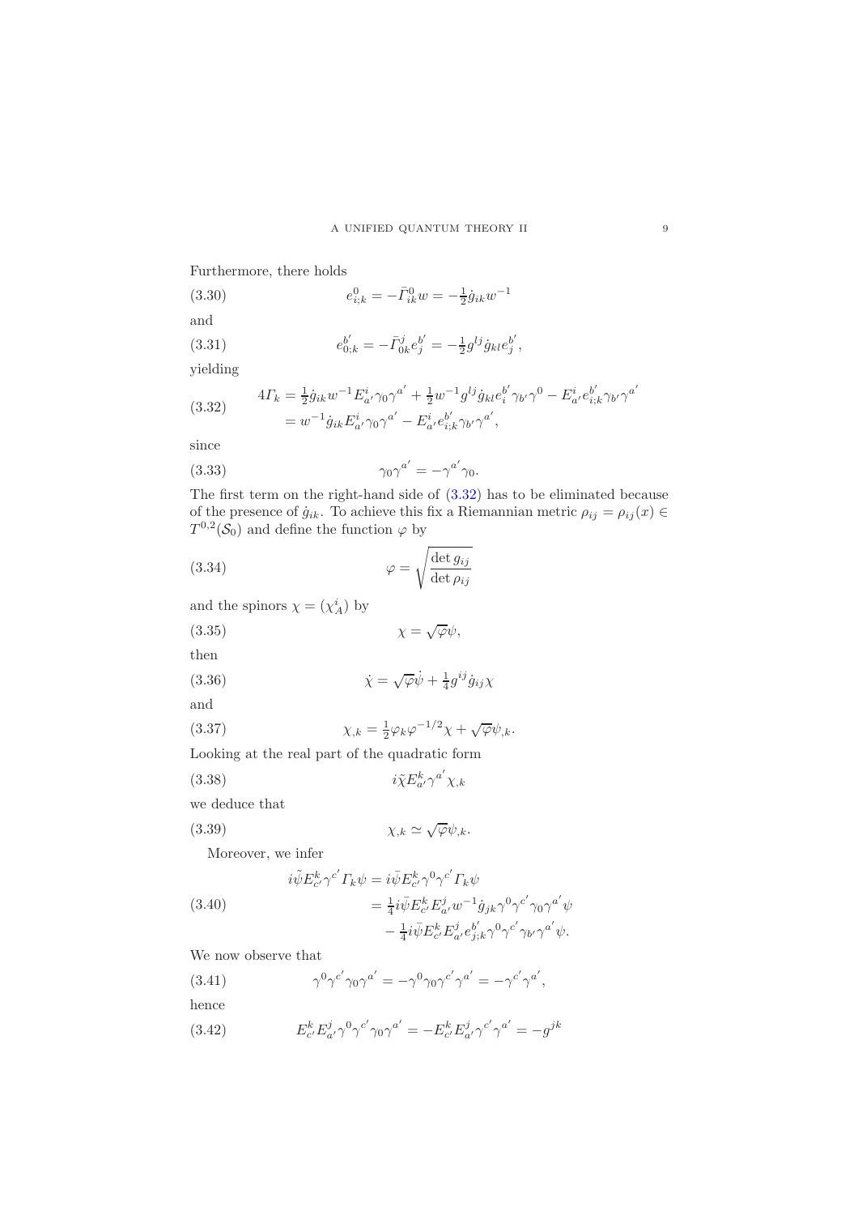Furthermore, there holds

$$e^0_{i;k} = -\bar{\Gamma}^0_{ik} w = -\tfrac{1}{2}\dot{g}_{ik} w^{-1} \tag{3.30}$$

and

$$e^{b'}_{0;k} = -\bar{\Gamma}^j_{0k} e^{b'}_j = -\tfrac{1}{2} g^{lj}\dot{g}_{kl} e^{b'}_j, \tag{3.31}$$

yielding

$$\begin{aligned} 4\Gamma_k &= \tfrac{1}{2}\dot{g}_{ik} w^{-1} E^i_{a'} \gamma_0 \gamma^{a'} + \tfrac{1}{2} w^{-1} g^{lj} \dot{g}_{kl} e^{b'}_i \gamma_{b'} \gamma^0 - E^i_{a'} e^{b'}_{i;k} \gamma_{b'} \gamma^{a'} \\ &= w^{-1} \dot{g}_{ik} E^i_{a'} \gamma_0 \gamma^{a'} - E^i_{a'} e^{b'}_{i;k} \gamma_{b'} \gamma^{a'}, \end{aligned} \tag{3.32}$$

since

$$\gamma_0 \gamma^{a'} = -\gamma^{a'} \gamma_0. \tag{3.33}$$

The first term on the right-hand side of (3.32) has to be eliminated because of the presence of $\dot{g}_{ik}$. To achieve this fix a Riemannian metric $\rho_{ij} = \rho_{ij}(x) \in T^{0,2}(\mathcal{S}_0)$ and define the function $\varphi$ by

$$\varphi = \sqrt{\frac{\det g_{ij}}{\det \rho_{ij}}} \tag{3.34}$$

and the spinors $\chi = (\chi^i_A)$ by

$$\chi = \sqrt{\varphi}\psi, \tag{3.35}$$

then

$$\dot{\chi} = \sqrt{\varphi}\dot{\psi} + \tfrac{1}{4} g^{ij}\dot{g}_{ij}\chi \tag{3.36}$$

and

$$\chi_{,k} = \tfrac{1}{2}\varphi_k \varphi^{-1/2}\chi + \sqrt{\varphi}\psi_{,k}. \tag{3.37}$$

Looking at the real part of the quadratic form

$$i\tilde{\chi} E^k_{a'} \gamma^{a'} \chi_{,k} \tag{3.38}$$

we deduce that

$$\chi_{,k} \simeq \sqrt{\varphi}\psi_{,k}. \tag{3.39}$$

Moreover, we infer

$$\begin{aligned} i\tilde{\psi} E^k_{c'} \gamma^{c'} \Gamma_k \psi &= i\bar{\psi} E^k_{c'} \gamma^0 \gamma^{c'} \Gamma_k \psi \\ &= \tfrac{1}{4} i\bar{\psi} E^k_{c'} E^j_{a'} w^{-1} \dot{g}_{jk} \gamma^0 \gamma^{c'} \gamma_0 \gamma^{a'} \psi \\ &\quad - \tfrac{1}{4} i\bar{\psi} E^k_{c'} E^j_{a'} e^{b'}_{j;k} \gamma^0 \gamma^{c'} \gamma_{b'} \gamma^{a'} \psi. \end{aligned} \tag{3.40}$$

We now observe that

$$\gamma^0 \gamma^{c'} \gamma_0 \gamma^{a'} = -\gamma^0 \gamma_0 \gamma^{c'} \gamma^{a'} = -\gamma^{c'} \gamma^{a'}, \tag{3.41}$$

hence

$$E^k_{c'} E^j_{a'} \gamma^0 \gamma^{c'} \gamma_0 \gamma^{a'} = -E^k_{c'} E^j_{a'} \gamma^{c'} \gamma^{a'} = -g^{jk} \tag{3.42}$$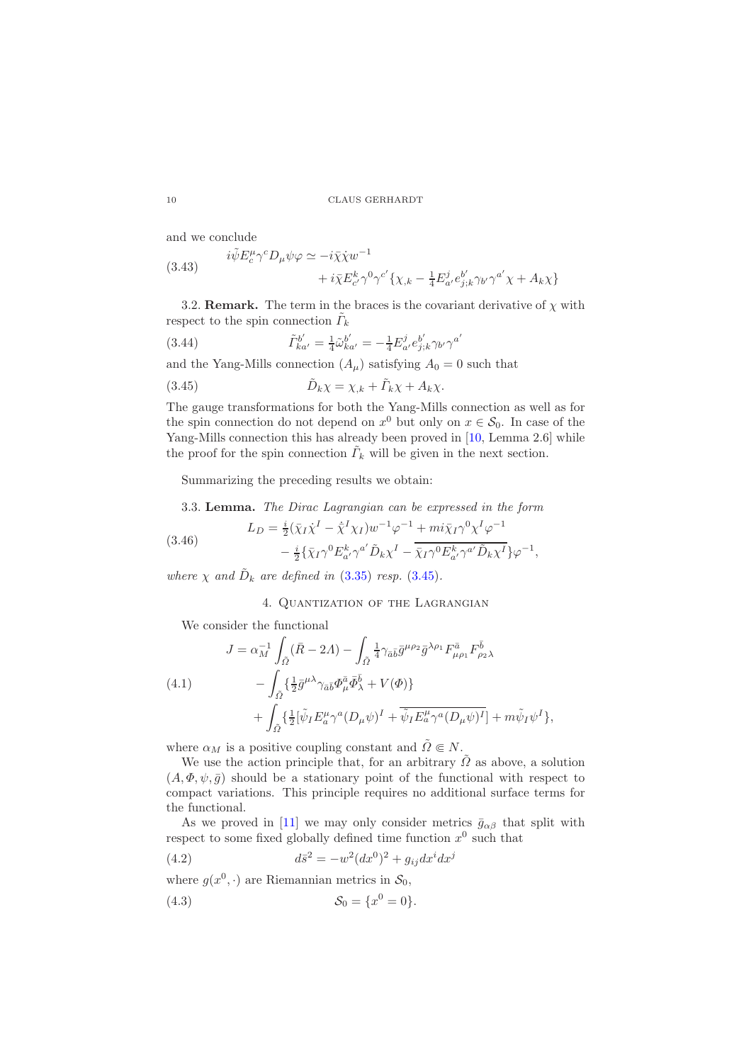and we conclude

$$
\begin{aligned}
i\tilde{\psi} E^\mu_c \gamma^c D_\mu \psi \varphi \simeq & -i\bar{\chi}\dot{\chi} w^{-1} \\
& + i\bar{\chi} E^k_{c'} \gamma^0 \gamma^{c'} \{\chi_{,k} - \tfrac{1}{4} E^j_{a'} e^{b'}_{j;k} \gamma_{b'} \gamma^{a'} \chi + A_k \chi\}
\end{aligned}
\tag{3.43}
$$

3.2. **Remark.** The term in the braces is the covariant derivative of $\chi$ with respect to the spin connection $\tilde{\Gamma}_k$

$$
\tilde{\Gamma}^{b'}_{ka'} = \tfrac{1}{4} \tilde{\omega}^{b'}_{ka'} = -\tfrac{1}{4} E^j_{a'} e^{b'}_{j;k} \gamma_{b'} \gamma^{a'}
\tag{3.44}
$$

and the Yang-Mills connection $(A_\mu)$ satisfying $A_0 = 0$ such that

$$
\tilde{D}_k \chi = \chi_{,k} + \tilde{\Gamma}_k \chi + A_k \chi.
\tag{3.45}
$$

The gauge transformations for both the Yang-Mills connection as well as for the spin connection do not depend on $x^0$ but only on $x \in \mathcal{S}_0$. In case of the Yang-Mills connection this has already been proved in [10, Lemma 2.6] while the proof for the spin connection $\tilde{\Gamma}_k$ will be given in the next section.

Summarizing the preceding results we obtain:

3.3. **Lemma.** *The Dirac Lagrangian can be expressed in the form*

$$
\begin{aligned}
L_D = & \tfrac{i}{2}(\bar{\chi}_I \dot{\chi}^I - \dot{\bar{\chi}}^I \chi_I) w^{-1} \varphi^{-1} + mi\bar{\chi}_I \gamma^0 \chi^I \varphi^{-1} \\
& - \tfrac{i}{2}\{\bar{\chi}_I \gamma^0 E^k_{a'} \gamma^{a'} \tilde{D}_k \chi^I - \overline{\bar{\chi}_I \gamma^0 E^k_{a'} \gamma^{a'} \tilde{D}_k \chi^I}\} \varphi^{-1},
\end{aligned}
\tag{3.46}
$$

*where $\chi$ and $\tilde{D}_k$ are defined in (3.35) resp. (3.45).*

## 4. Quantization of the Lagrangian

We consider the functional

$$
\begin{aligned}
J = & \alpha_M^{-1} \int_{\tilde{\Omega}} (\bar{R} - 2\Lambda) - \int_{\tilde{\Omega}} \tfrac{1}{4} \gamma_{\bar{a}\bar{b}} \bar{g}^{\mu\rho_2} \bar{g}^{\lambda\rho_1} F^{\bar{a}}_{\mu\rho_1} F^{\bar{b}}_{\rho_2\lambda} \\
& - \int_{\tilde{\Omega}} \{\tfrac{1}{2} \bar{g}^{\mu\lambda} \gamma_{\bar{a}\bar{b}} \Phi^{\bar{a}}_\mu \bar{\Phi}^{\bar{b}}_\lambda + V(\Phi)\} \\
& + \int_{\tilde{\Omega}} \{\tfrac{1}{2}[\tilde{\psi}_I E^\mu_a \gamma^a (D_\mu \psi)^I + \overline{\tilde{\psi}_I E^\mu_a \gamma^a (D_\mu \psi)^I}] + m\tilde{\psi}_I \psi^I\},
\end{aligned}
\tag{4.1}
$$

where $\alpha_M$ is a positive coupling constant and $\tilde{\Omega} \Subset N$.

We use the action principle that, for an arbitrary $\tilde{\Omega}$ as above, a solution $(A, \Phi, \psi, \bar{g})$ should be a stationary point of the functional with respect to compact variations. This principle requires no additional surface terms for the functional.

As we proved in [11] we may only consider metrics $\bar{g}_{\alpha\beta}$ that split with respect to some fixed globally defined time function $x^0$ such that

$$
d\bar{s}^2 = -w^2 (dx^0)^2 + g_{ij} dx^i dx^j
\tag{4.2}
$$

where $g(x^0, \cdot)$ are Riemannian metrics in $\mathcal{S}_0$,

$$
\mathcal{S}_0 = \{x^0 = 0\}.
\tag{4.3}
$$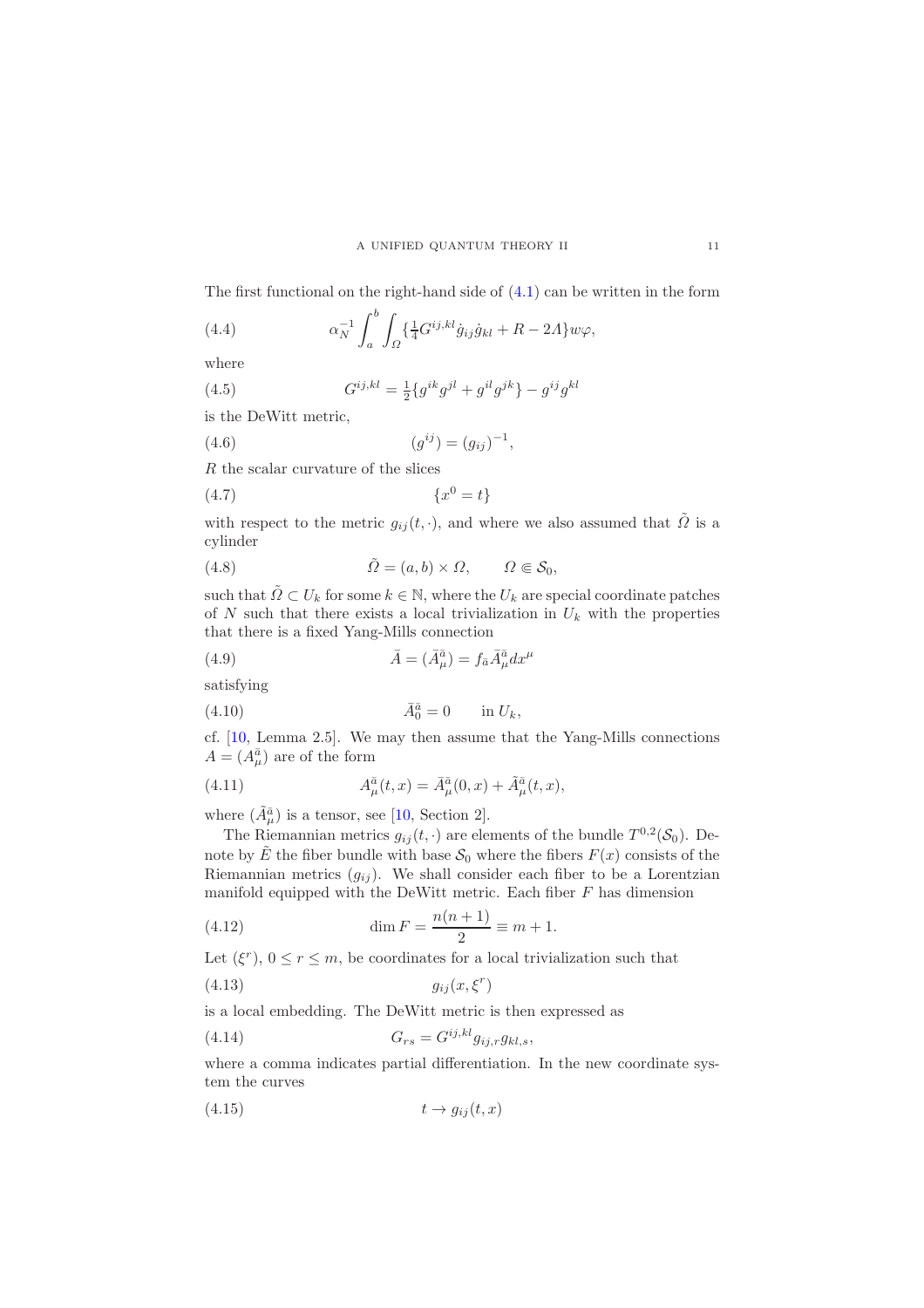The first functional on the right-hand side of (4.1) can be written in the form

$$\alpha_N^{-1} \int_a^b \int_\Omega \{\tfrac{1}{4} G^{ij,kl} \dot g_{ij} \dot g_{kl} + R - 2\Lambda\} w\varphi, \tag{4.4}$$

where

$$G^{ij,kl} = \tfrac{1}{2}\{g^{ik}g^{jl} + g^{il}g^{jk}\} - g^{ij}g^{kl} \tag{4.5}$$

is the DeWitt metric,

$$(g^{ij}) = (g_{ij})^{-1}, \tag{4.6}$$

$R$ the scalar curvature of the slices

$$\{x^0 = t\} \tag{4.7}$$

with respect to the metric $g_{ij}(t,\cdot)$, and where we also assumed that $\tilde\Omega$ is a cylinder

$$\tilde\Omega = (a,b) \times \Omega, \qquad \Omega \Subset \mathcal{S}_0, \tag{4.8}$$

such that $\tilde\Omega \subset U_k$ for some $k \in \mathbb{N}$, where the $U_k$ are special coordinate patches of $N$ such that there exists a local trivialization in $U_k$ with the properties that there is a fixed Yang-Mills connection

$$\bar A = (\bar A^{\bar a}_\mu) = f_{\bar a} \bar A^{\bar a}_\mu dx^\mu \tag{4.9}$$

satisfying

$$\bar A^{\bar a}_0 = 0 \qquad \text{in } U_k, \tag{4.10}$$

cf. [10, Lemma 2.5]. We may then assume that the Yang-Mills connections $A = (A^{\bar a}_\mu)$ are of the form

$$A^{\bar a}_\mu(t,x) = \bar A^{\bar a}_\mu(0,x) + \tilde A^{\bar a}_\mu(t,x), \tag{4.11}$$

where $(\tilde A^{\bar a}_\mu)$ is a tensor, see [10, Section 2].

The Riemannian metrics $g_{ij}(t,\cdot)$ are elements of the bundle $T^{0,2}(\mathcal{S}_0)$. Denote by $\tilde E$ the fiber bundle with base $\mathcal{S}_0$ where the fibers $F(x)$ consists of the Riemannian metrics $(g_{ij})$. We shall consider each fiber to be a Lorentzian manifold equipped with the DeWitt metric. Each fiber $F$ has dimension

$$\dim F = \frac{n(n+1)}{2} \equiv m + 1. \tag{4.12}$$

Let $(\xi^r)$, $0 \le r \le m$, be coordinates for a local trivialization such that

$$g_{ij}(x, \xi^r) \tag{4.13}$$

is a local embedding. The DeWitt metric is then expressed as

$$G_{rs} = G^{ij,kl} g_{ij,r} g_{kl,s}, \tag{4.14}$$

where a comma indicates partial differentiation. In the new coordinate system the curves

$$t \to g_{ij}(t,x) \tag{4.15}$$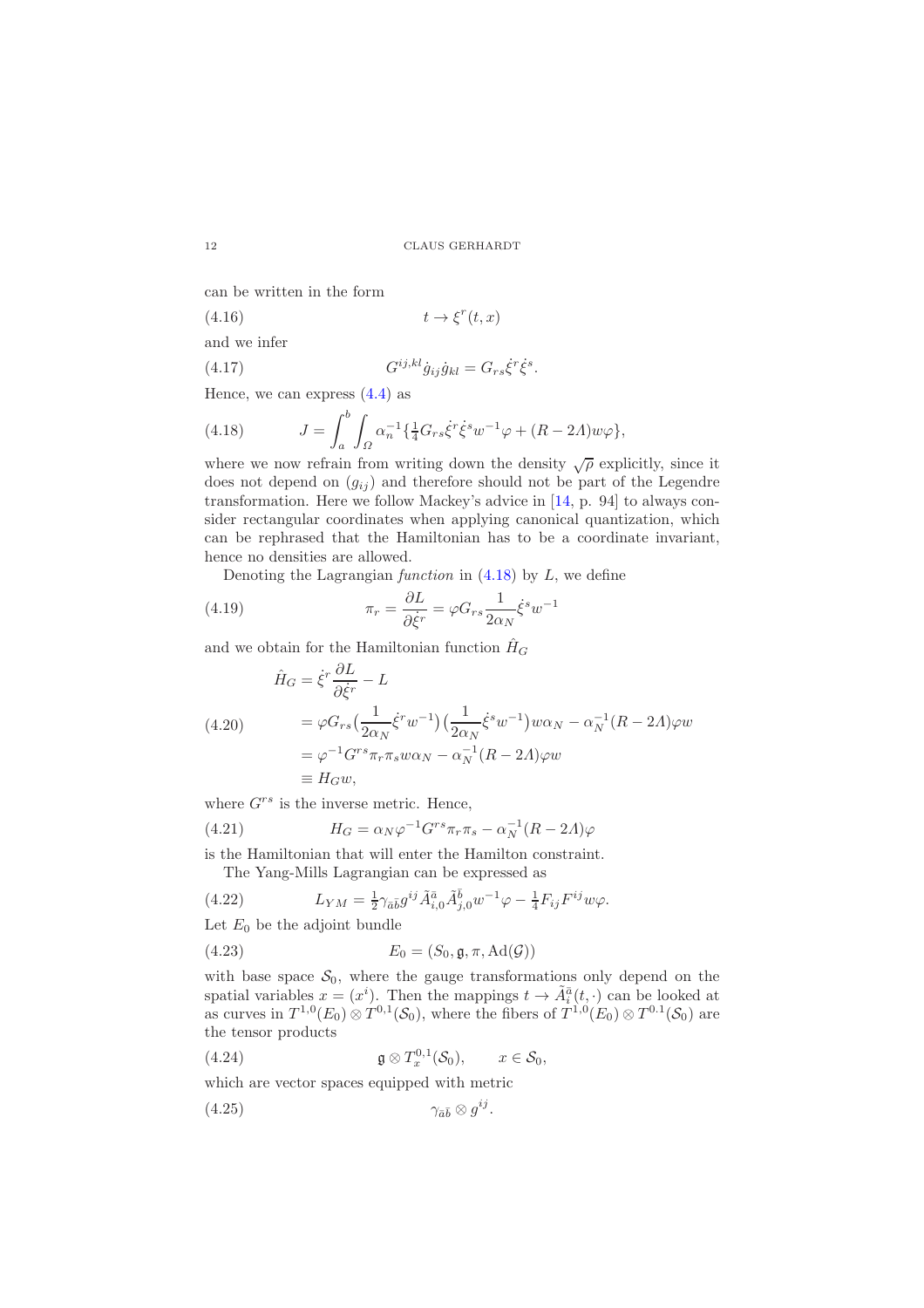can be written in the form

$$t \to \xi^r(t,x) \tag{4.16}$$

and we infer

$$G^{ij,kl}\dot g_{ij}\dot g_{kl} = G_{rs}\dot\xi^r\dot\xi^s. \tag{4.17}$$

Hence, we can express (4.4) as

$$J = \int_a^b \int_\Omega \alpha_n^{-1}\{\tfrac14 G_{rs}\dot\xi^r\dot\xi^s w^{-1}\varphi + (R-2\Lambda)w\varphi\}, \tag{4.18}$$

where we now refrain from writing down the density $\sqrt{\rho}$ explicitly, since it does not depend on $(g_{ij})$ and therefore should not be part of the Legendre transformation. Here we follow Mackey's advice in [14, p. 94] to always consider rectangular coordinates when applying canonical quantization, which can be rephrased that the Hamiltonian has to be a coordinate invariant, hence no densities are allowed.

Denoting the Lagrangian *function* in (4.18) by $L$, we define

$$\pi_r = \frac{\partial L}{\partial \dot\xi^r} = \varphi G_{rs}\frac{1}{2\alpha_N}\dot\xi^s w^{-1} \tag{4.19}$$

and we obtain for the Hamiltonian function $\hat H_G$

$$\begin{aligned}\hat H_G &= \dot\xi^r\frac{\partial L}{\partial\dot\xi^r} - L\\ &= \varphi G_{rs}\big(\frac{1}{2\alpha_N}\dot\xi^r w^{-1}\big)\big(\frac{1}{2\alpha_N}\dot\xi^s w^{-1}\big)w\alpha_N - \alpha_N^{-1}(R-2\Lambda)\varphi w\\ &= \varphi^{-1}G^{rs}\pi_r\pi_s w\alpha_N - \alpha_N^{-1}(R-2\Lambda)\varphi w\\ &\equiv H_G w,\end{aligned} \tag{4.20}$$

where $G^{rs}$ is the inverse metric. Hence,

$$H_G = \alpha_N\varphi^{-1}G^{rs}\pi_r\pi_s - \alpha_N^{-1}(R-2\Lambda)\varphi \tag{4.21}$$

is the Hamiltonian that will enter the Hamilton constraint.

The Yang-Mills Lagrangian can be expressed as

$$L_{YM} = \tfrac12\gamma_{\bar a\bar b}g^{ij}\tilde A^{\bar a}_{i,0}\tilde A^{\bar b}_{j,0}w^{-1}\varphi - \tfrac14 F_{ij}F^{ij}w\varphi. \tag{4.22}$$

Let $E_0$ be the adjoint bundle

$$E_0 = (S_0, \mathfrak g, \pi, \operatorname{Ad}(\mathcal G)) \tag{4.23}$$

with base space $\mathcal S_0$, where the gauge transformations only depend on the spatial variables $x = (x^i)$. Then the mappings $t \to \tilde A^{\bar a}_i(t,\cdot)$ can be looked at as curves in $T^{1,0}(E_0)\otimes T^{0,1}(\mathcal S_0)$, where the fibers of $T^{1,0}(E_0)\otimes T^{0.1}(\mathcal S_0)$ are the tensor products

$$\mathfrak g \otimes T^{0,1}_x(\mathcal S_0), \qquad x \in \mathcal S_0, \tag{4.24}$$

which are vector spaces equipped with metric

$$\gamma_{\bar a\bar b}\otimes g^{ij}. \tag{4.25}$$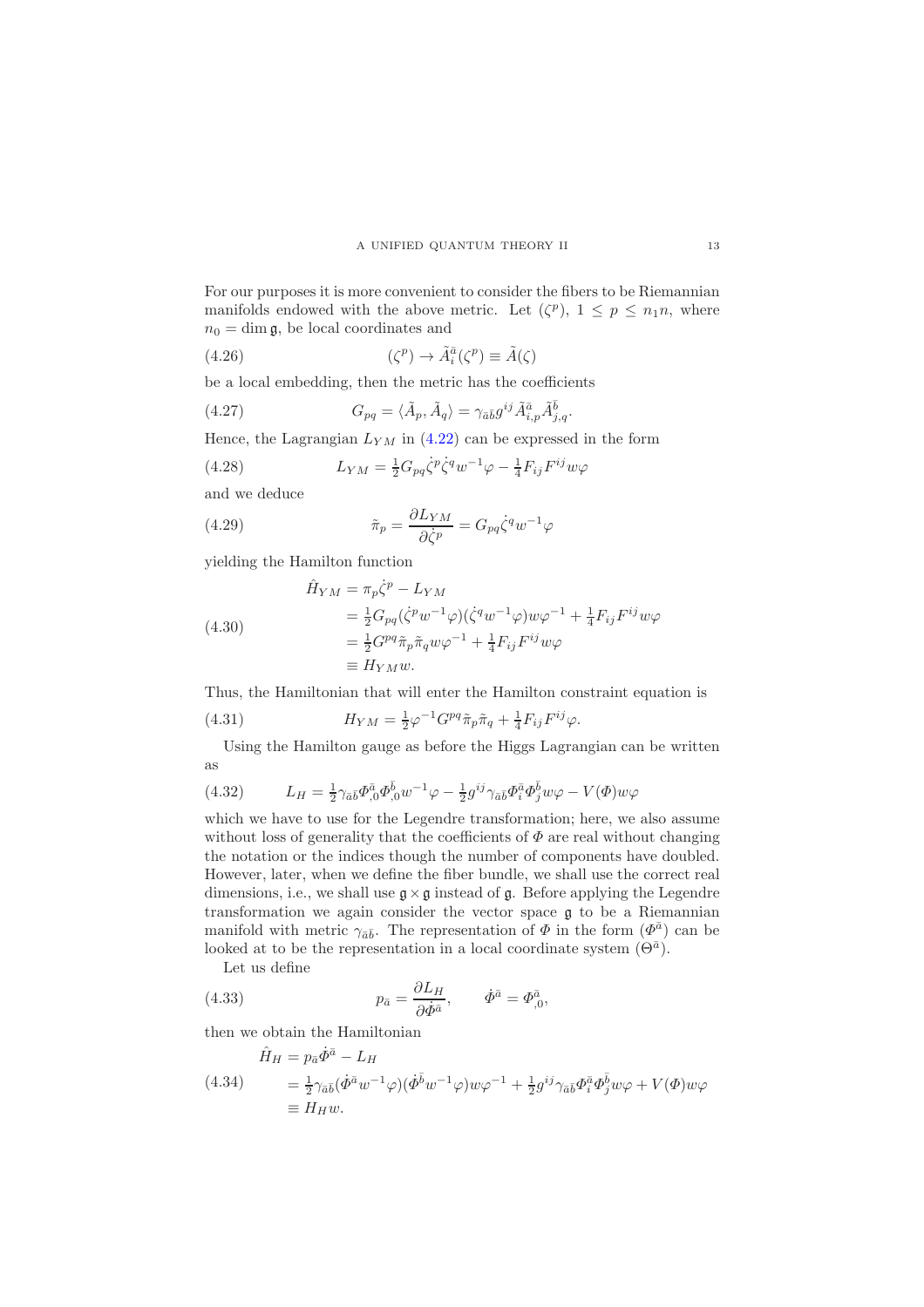For our purposes it is more convenient to consider the fibers to be Riemannian manifolds endowed with the above metric. Let $(\zeta^p)$, $1 \le p \le n_1 n$, where $n_0 = \dim \mathfrak{g}$, be local coordinates and

$$(\zeta^p) \to \tilde{A}_i^{\bar{a}}(\zeta^p) \equiv \tilde{A}(\zeta) \tag{4.26}$$

be a local embedding, then the metric has the coefficients

$$G_{pq} = \langle \tilde{A}_p, \tilde{A}_q \rangle = \gamma_{\bar{a}\bar{b}} g^{ij} \tilde{A}_{i,p}^{\bar{a}} \tilde{A}_{j,q}^{\bar{b}}. \tag{4.27}$$

Hence, the Lagrangian $L_{YM}$ in (4.22) can be expressed in the form

$$L_{YM} = \tfrac{1}{2} G_{pq} \dot{\zeta}^p \dot{\zeta}^q w^{-1} \varphi - \tfrac{1}{4} F_{ij} F^{ij} w \varphi \tag{4.28}$$

and we deduce

$$\tilde{\pi}_p = \frac{\partial L_{YM}}{\partial \dot{\zeta}^p} = G_{pq} \dot{\zeta}^q w^{-1} \varphi \tag{4.29}$$

yielding the Hamilton function

$$\begin{aligned} \hat{H}_{YM} &= \pi_p \dot{\zeta}^p - L_{YM} \\ &= \tfrac{1}{2} G_{pq} (\dot{\zeta}^p w^{-1} \varphi)(\dot{\zeta}^q w^{-1} \varphi) w \varphi^{-1} + \tfrac{1}{4} F_{ij} F^{ij} w \varphi \\ &= \tfrac{1}{2} G^{pq} \tilde{\pi}_p \tilde{\pi}_q w \varphi^{-1} + \tfrac{1}{4} F_{ij} F^{ij} w \varphi \\ &\equiv H_{YM} w. \end{aligned} \tag{4.30}$$

Thus, the Hamiltonian that will enter the Hamilton constraint equation is

$$H_{YM} = \tfrac{1}{2} \varphi^{-1} G^{pq} \tilde{\pi}_p \tilde{\pi}_q + \tfrac{1}{4} F_{ij} F^{ij} \varphi. \tag{4.31}$$

Using the Hamilton gauge as before the Higgs Lagrangian can be written as

$$L_H = \tfrac{1}{2} \gamma_{\bar{a}\bar{b}} \Phi_{,0}^{\bar{a}} \Phi_{,0}^{\bar{b}} w^{-1} \varphi - \tfrac{1}{2} g^{ij} \gamma_{\bar{a}\bar{b}} \Phi_i^{\bar{a}} \Phi_j^{\bar{b}} w \varphi - V(\Phi) w \varphi \tag{4.32}$$

which we have to use for the Legendre transformation; here, we also assume without loss of generality that the coefficients of $\Phi$ are real without changing the notation or the indices though the number of components have doubled. However, later, when we define the fiber bundle, we shall use the correct real dimensions, i.e., we shall use $\mathfrak{g} \times \mathfrak{g}$ instead of $\mathfrak{g}$. Before applying the Legendre transformation we again consider the vector space $\mathfrak{g}$ to be a Riemannian manifold with metric $\gamma_{\bar{a}\bar{b}}$. The representation of $\Phi$ in the form $(\Phi^{\bar{a}})$ can be looked at to be the representation in a local coordinate system $(\Theta^{\bar{a}})$.

Let us define

$$p_{\bar{a}} = \frac{\partial L_H}{\partial \dot{\Phi}^{\bar{a}}}, \qquad \dot{\Phi}^{\bar{a}} = \Phi_{,0}^{\bar{a}}, \tag{4.33}$$

then we obtain the Hamiltonian

$$\begin{aligned} \hat{H}_H &= p_{\bar{a}} \dot{\Phi}^{\bar{a}} - L_H \\ &= \tfrac{1}{2} \gamma_{\bar{a}\bar{b}} (\dot{\Phi}^{\bar{a}} w^{-1} \varphi)(\dot{\Phi}^{\bar{b}} w^{-1} \varphi) w \varphi^{-1} + \tfrac{1}{2} g^{ij} \gamma_{\bar{a}\bar{b}} \Phi_i^{\bar{a}} \Phi_j^{\bar{b}} w \varphi + V(\Phi) w \varphi \\ &\equiv H_H w. \end{aligned} \tag{4.34}$$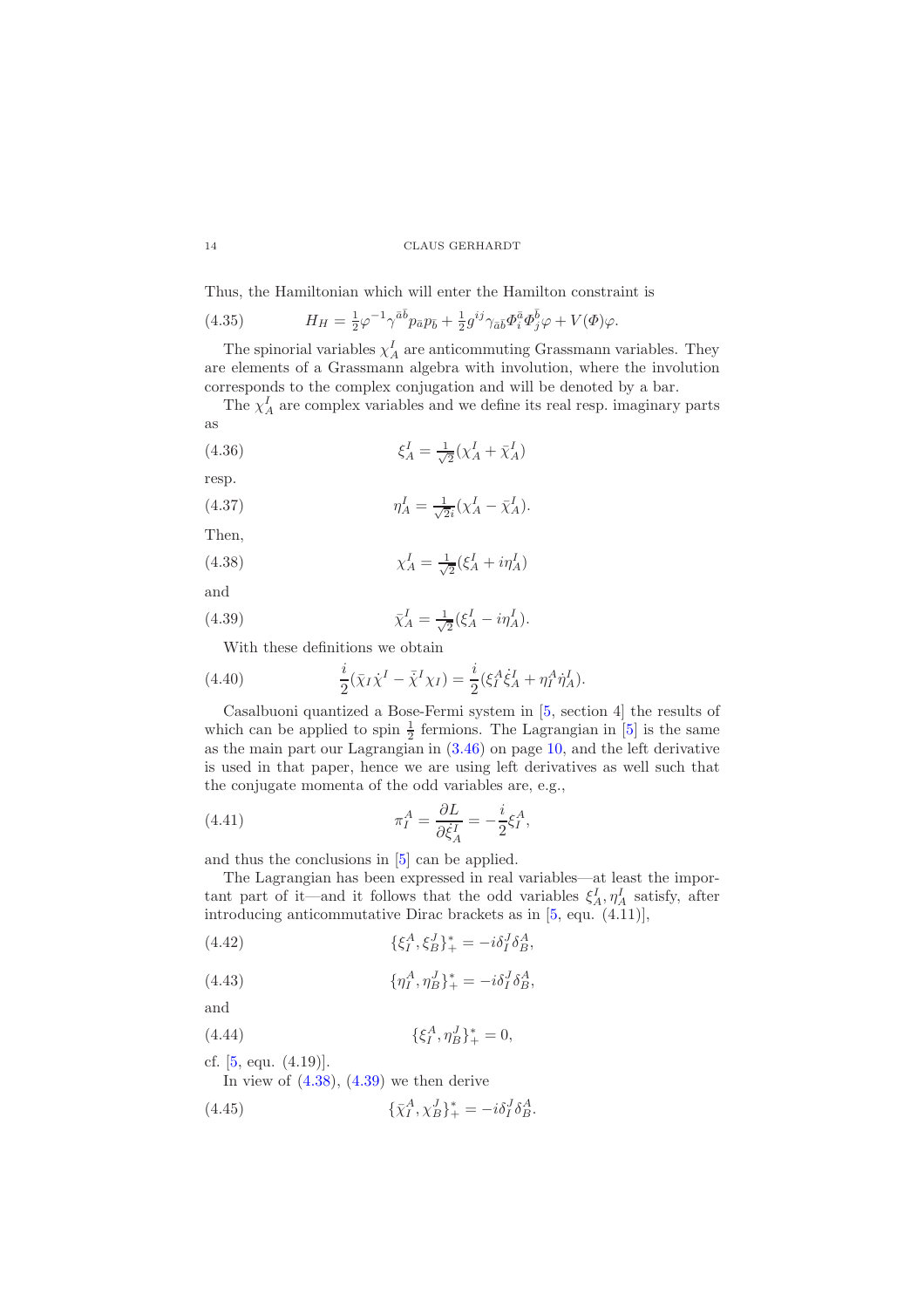Thus, the Hamiltonian which will enter the Hamilton constraint is

$$H_H = \tfrac{1}{2}\varphi^{-1}\gamma^{\bar a\bar b}p_{\bar a}p_{\bar b} + \tfrac{1}{2}g^{ij}\gamma_{\bar a\bar b}\Phi^{\bar a}_i\Phi^{\bar b}_j\varphi + V(\Phi)\varphi. \tag{4.35}$$

The spinorial variables $\chi^I_A$ are anticommuting Grassmann variables. They are elements of a Grassmann algebra with involution, where the involution corresponds to the complex conjugation and will be denoted by a bar.

The $\chi^I_A$ are complex variables and we define its real resp. imaginary parts as

$$\xi^I_A = \tfrac{1}{\sqrt{2}}(\chi^I_A + \bar\chi^I_A) \tag{4.36}$$

resp.

$$\eta^I_A = \tfrac{1}{\sqrt{2}i}(\chi^I_A - \bar\chi^I_A). \tag{4.37}$$

Then,

$$\chi^I_A = \tfrac{1}{\sqrt{2}}(\xi^I_A + i\eta^I_A) \tag{4.38}$$

and

$$\bar\chi^I_A = \tfrac{1}{\sqrt{2}}(\xi^I_A - i\eta^I_A). \tag{4.39}$$

With these definitions we obtain

$$\frac{i}{2}(\bar\chi_I\dot\chi^I - \dot{\bar\chi}^I\chi_I) = \frac{i}{2}(\xi^A_I\dot\xi^I_A + \eta^A_I\dot\eta^I_A). \tag{4.40}$$

Casalbuoni quantized a Bose-Fermi system in [5, section 4] the results of which can be applied to spin $\frac{1}{2}$ fermions. The Lagrangian in [5] is the same as the main part our Lagrangian in (3.46) on page 10, and the left derivative is used in that paper, hence we are using left derivatives as well such that the conjugate momenta of the odd variables are, e.g.,

$$\pi^A_I = \frac{\partial L}{\partial\dot\xi^I_A} = -\frac{i}{2}\xi^A_I, \tag{4.41}$$

and thus the conclusions in [5] can be applied.

The Lagrangian has been expressed in real variables—at least the important part of it—and it follows that the odd variables $\xi^I_A, \eta^I_A$ satisfy, after introducing anticommutative Dirac brackets as in [5, equ. (4.11)],

$$\{\xi^A_I, \xi^J_B\}^*_+ = -i\delta^J_I\delta^A_B, \tag{4.42}$$

$$\{\eta^A_I, \eta^J_B\}^*_+ = -i\delta^J_I\delta^A_B, \tag{4.43}$$

and

$$\{\xi^A_I, \eta^J_B\}^*_+ = 0, \tag{4.44}$$

cf. [5, equ. (4.19)].

In view of (4.38), (4.39) we then derive

$$\{\bar\chi^A_I, \chi^J_B\}^*_+ = -i\delta^J_I\delta^A_B. \tag{4.45}$$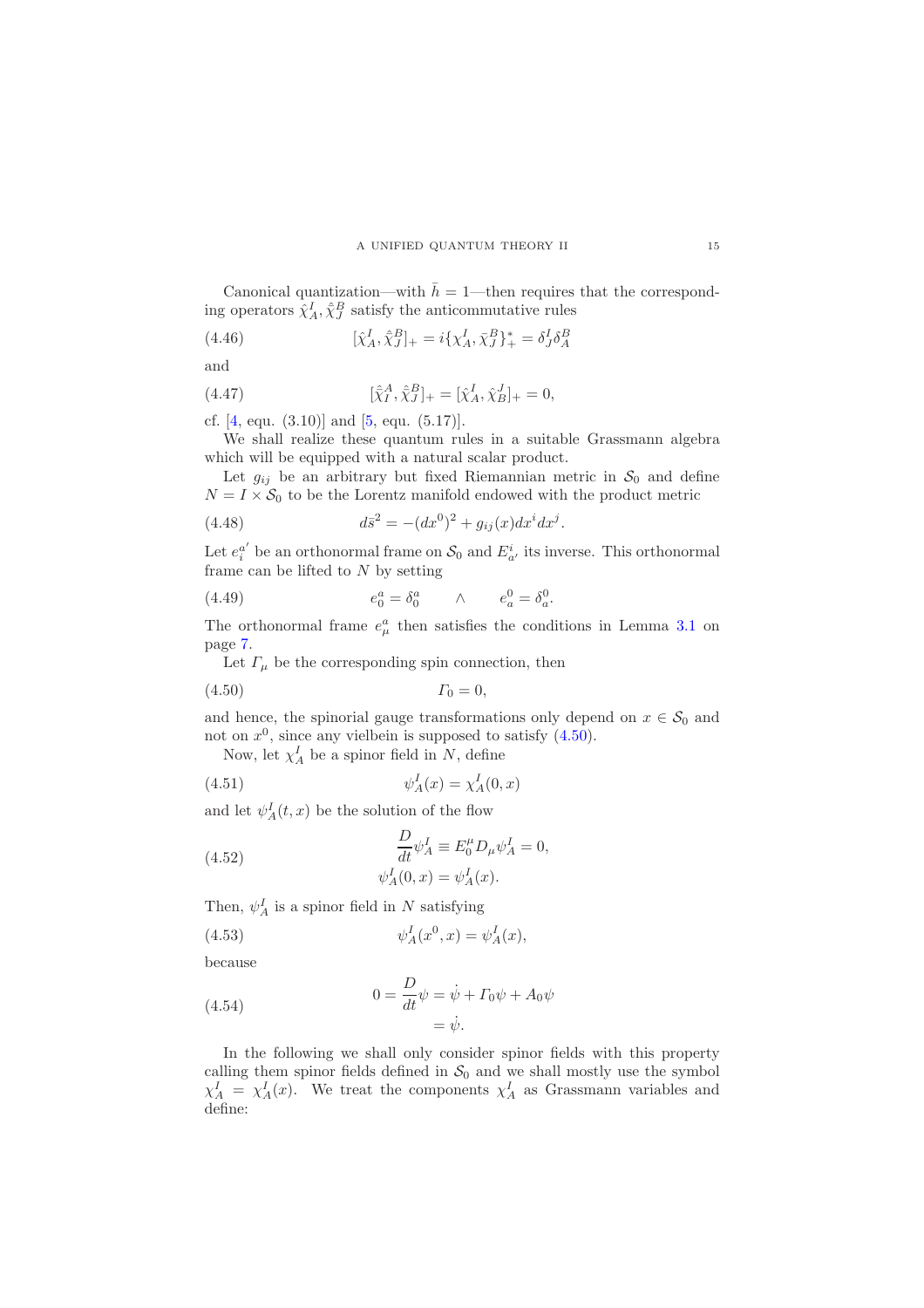Canonical quantization—with $\bar{h} = 1$—then requires that the corresponding operators $\hat{\chi}^I_A, \hat{\bar{\chi}}^B_J$ satisfy the anticommutative rules

$$[\hat{\chi}^I_A, \hat{\bar{\chi}}^B_J]_+ = i\{\chi^I_A, \bar{\chi}^B_J\}^*_+ = \delta^I_J \delta^B_A \tag{4.46}$$

and

$$[\hat{\bar{\chi}}^A_I, \hat{\bar{\chi}}^B_J]_+ = [\hat{\chi}^I_A, \hat{\chi}^J_B]_+ = 0, \tag{4.47}$$

cf. [4, equ. (3.10)] and [5, equ. (5.17)].

We shall realize these quantum rules in a suitable Grassmann algebra which will be equipped with a natural scalar product.

Let $g_{ij}$ be an arbitrary but fixed Riemannian metric in $\mathcal{S}_0$ and define $N = I \times \mathcal{S}_0$ to be the Lorentz manifold endowed with the product metric

$$d\bar{s}^2 = -(dx^0)^2 + g_{ij}(x)dx^i dx^j. \tag{4.48}$$

Let $e^{a'}_i$ be an orthonormal frame on $\mathcal{S}_0$ and $E^i_{a'}$ its inverse. This orthonormal frame can be lifted to $N$ by setting

$$e^a_0 = \delta^a_0 \qquad \wedge \qquad e^0_a = \delta^0_a. \tag{4.49}$$

The orthonormal frame $e^a_\mu$ then satisfies the conditions in Lemma 3.1 on page 7.

Let $\varGamma_\mu$ be the corresponding spin connection, then

$$\varGamma_0 = 0, \tag{4.50}$$

and hence, the spinorial gauge transformations only depend on $x \in \mathcal{S}_0$ and not on $x^0$, since any vielbein is supposed to satisfy (4.50).

Now, let $\chi^I_A$ be a spinor field in $N$, define

$$\psi^I_A(x) = \chi^I_A(0, x) \tag{4.51}$$

and let $\psi^I_A(t, x)$ be the solution of the flow

$$\begin{aligned} \frac{D}{dt}\psi^I_A &\equiv E^\mu_0 D_\mu \psi^I_A = 0, \\ \psi^I_A(0, x) &= \psi^I_A(x). \end{aligned} \tag{4.52}$$

Then, $\psi^I_A$ is a spinor field in $N$ satisfying

$$\psi^I_A(x^0, x) = \psi^I_A(x), \tag{4.53}$$

because

$$\begin{aligned} 0 = \frac{D}{dt}\psi &= \dot{\psi} + \varGamma_0 \psi + A_0 \psi \\ &= \dot{\psi}. \end{aligned} \tag{4.54}$$

In the following we shall only consider spinor fields with this property calling them spinor fields defined in $\mathcal{S}_0$ and we shall mostly use the symbol $\chi^I_A = \chi^I_A(x)$. We treat the components $\chi^I_A$ as Grassmann variables and define: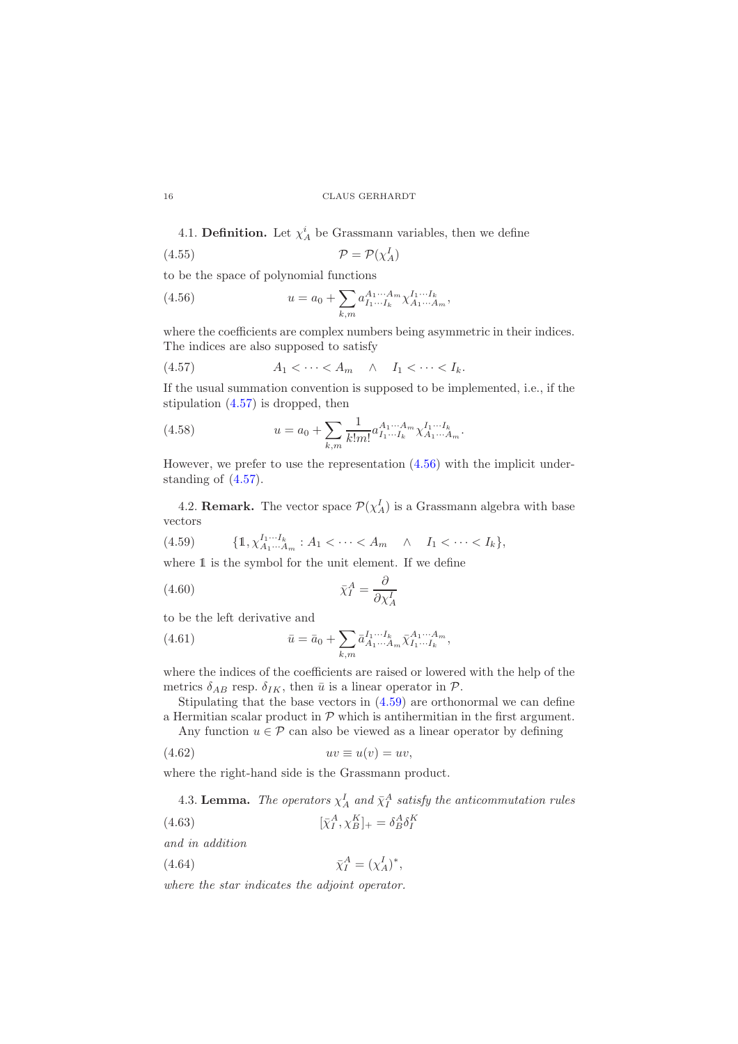**4.1. Definition.** Let $\chi^i_A$ be Grassmann variables, then we define

$$\mathcal{P} = \mathcal{P}(\chi^I_A) \tag{4.55}$$

to be the space of polynomial functions

$$u = a_0 + \sum_{k,m} a^{A_1\cdots A_m}_{I_1\cdots I_k} \chi^{I_1\cdots I_k}_{A_1\cdots A_m}, \tag{4.56}$$

where the coefficients are complex numbers being asymmetric in their indices. The indices are also supposed to satisfy

$$A_1 < \cdots < A_m \quad \wedge \quad I_1 < \cdots < I_k. \tag{4.57}$$

If the usual summation convention is supposed to be implemented, i.e., if the stipulation (4.57) is dropped, then

$$u = a_0 + \sum_{k,m} \frac{1}{k!m!} a^{A_1\cdots A_m}_{I_1\cdots I_k} \chi^{I_1\cdots I_k}_{A_1\cdots A_m}. \tag{4.58}$$

However, we prefer to use the representation (4.56) with the implicit understanding of (4.57).

**4.2. Remark.** The vector space $\mathcal{P}(\chi^I_A)$ is a Grassmann algebra with base vectors

$$\{\mathbb{1}, \chi^{I_1\cdots I_k}_{A_1\cdots A_m} : A_1 < \cdots < A_m \quad \wedge \quad I_1 < \cdots < I_k\}, \tag{4.59}$$

where $\mathbb{1}$ is the symbol for the unit element. If we define

$$\bar\chi^A_I = \frac{\partial}{\partial \chi^I_A} \tag{4.60}$$

to be the left derivative and

$$\bar u = \bar a_0 + \sum_{k,m} \bar a^{I_1\cdots I_k}_{A_1\cdots A_m} \bar\chi^{A_1\cdots A_m}_{I_1\cdots I_k}, \tag{4.61}$$

where the indices of the coefficients are raised or lowered with the help of the metrics $\delta_{AB}$ resp. $\delta_{IK}$, then $\bar u$ is a linear operator in $\mathcal{P}$.

Stipulating that the base vectors in (4.59) are orthonormal we can define a Hermitian scalar product in $\mathcal{P}$ which is antihermitian in the first argument.

Any function $u \in \mathcal{P}$ can also be viewed as a linear operator by defining

$$uv \equiv u(v) = uv, \tag{4.62}$$

where the right-hand side is the Grassmann product.

**4.3. Lemma.** *The operators $\chi^I_A$ and $\bar\chi^A_I$ satisfy the anticommutation rules*

$$[\bar\chi^A_I, \chi^K_B]_+ = \delta^A_B \delta^K_I \tag{4.63}$$

*and in addition*

$$\bar\chi^A_I = (\chi^I_A)^*, \tag{4.64}$$

*where the star indicates the adjoint operator.*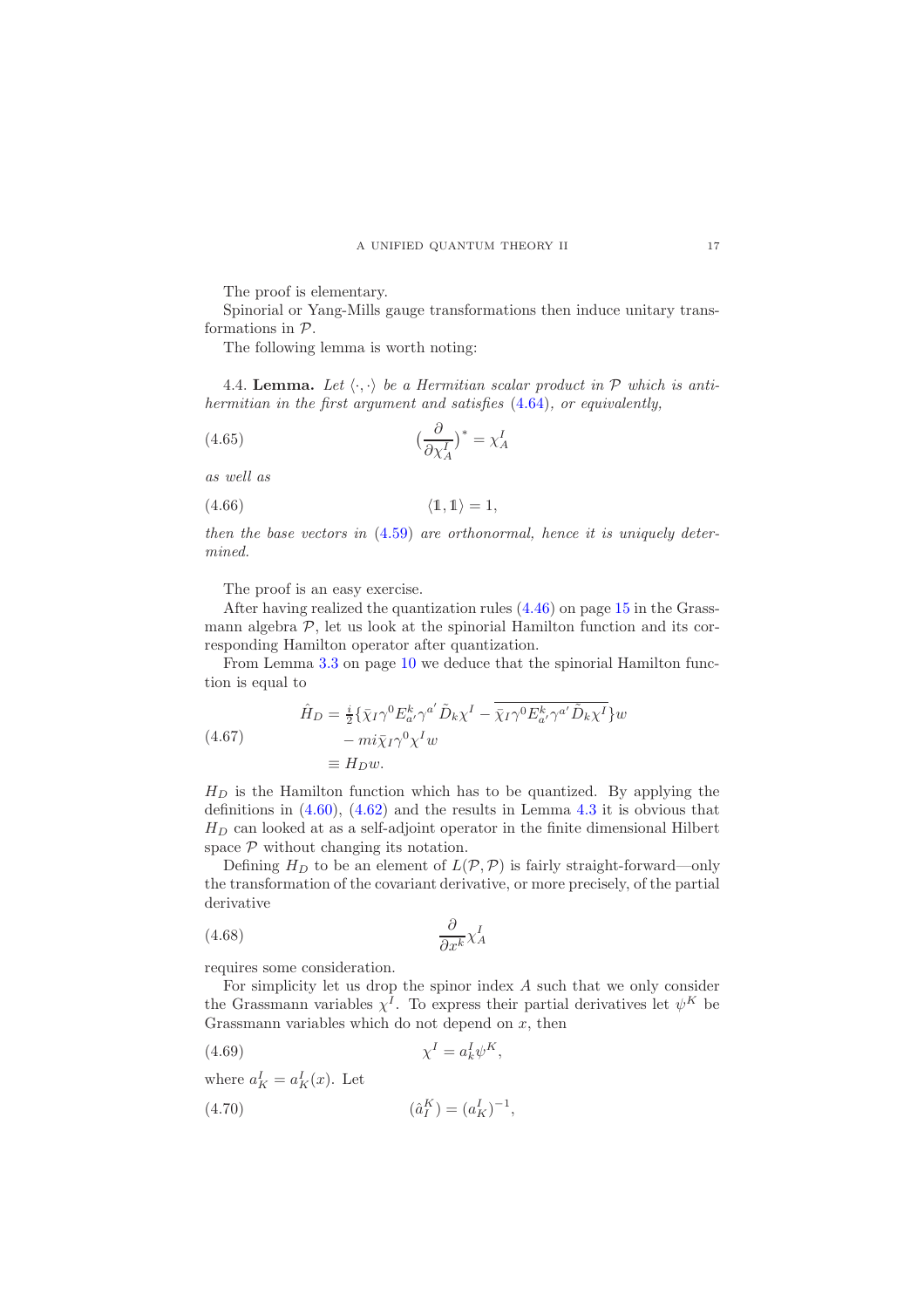The proof is elementary.

Spinorial or Yang-Mills gauge transformations then induce unitary transformations in $\mathcal{P}$.

The following lemma is worth noting:

4.4. **Lemma.** *Let $\langle\cdot,\cdot\rangle$ be a Hermitian scalar product in $\mathcal{P}$ which is antihermitian in the first argument and satisfies (4.64), or equivalently,*

$$\Big(\frac{\partial}{\partial\chi^I_A}\Big)^* = \chi^I_A \tag{4.65}$$

*as well as*

$$\langle 1\!\!1, 1\!\!1\rangle = 1, \tag{4.66}$$

*then the base vectors in (4.59) are orthonormal, hence it is uniquely determined.*

The proof is an easy exercise.

After having realized the quantization rules (4.46) on page 15 in the Grassmann algebra $\mathcal{P}$, let us look at the spinorial Hamilton function and its corresponding Hamilton operator after quantization.

From Lemma 3.3 on page 10 we deduce that the spinorial Hamilton function is equal to

$$\begin{aligned}\hat{H}_D &= \tfrac{i}{2}\{\bar{\chi}_I\gamma^0 E^k_{a'}\gamma^{a'}\tilde{D}_k\chi^I - \overline{\bar{\chi}_I\gamma^0 E^k_{a'}\gamma^{a'}\tilde{D}_k\chi^I}\}w\\ &\quad - mi\bar{\chi}_I\gamma^0\chi^I w\\ &\equiv H_D w.\end{aligned} \tag{4.67}$$

$H_D$ is the Hamilton function which has to be quantized. By applying the definitions in (4.60), (4.62) and the results in Lemma 4.3 it is obvious that $H_D$ can looked at as a self-adjoint operator in the finite dimensional Hilbert space $\mathcal{P}$ without changing its notation.

Defining $H_D$ to be an element of $L(\mathcal{P},\mathcal{P})$ is fairly straight-forward—only the transformation of the covariant derivative, or more precisely, of the partial derivative

$$\frac{\partial}{\partial x^k}\chi^I_A \tag{4.68}$$

requires some consideration.

For simplicity let us drop the spinor index $A$ such that we only consider the Grassmann variables $\chi^I$. To express their partial derivatives let $\psi^K$ be Grassmann variables which do not depend on $x$, then

$$\chi^I = a^I_k\psi^K, \tag{4.69}$$

where $a^I_K = a^I_K(x)$. Let

$$(\hat{a}^K_I) = (a^I_K)^{-1}, \tag{4.70}$$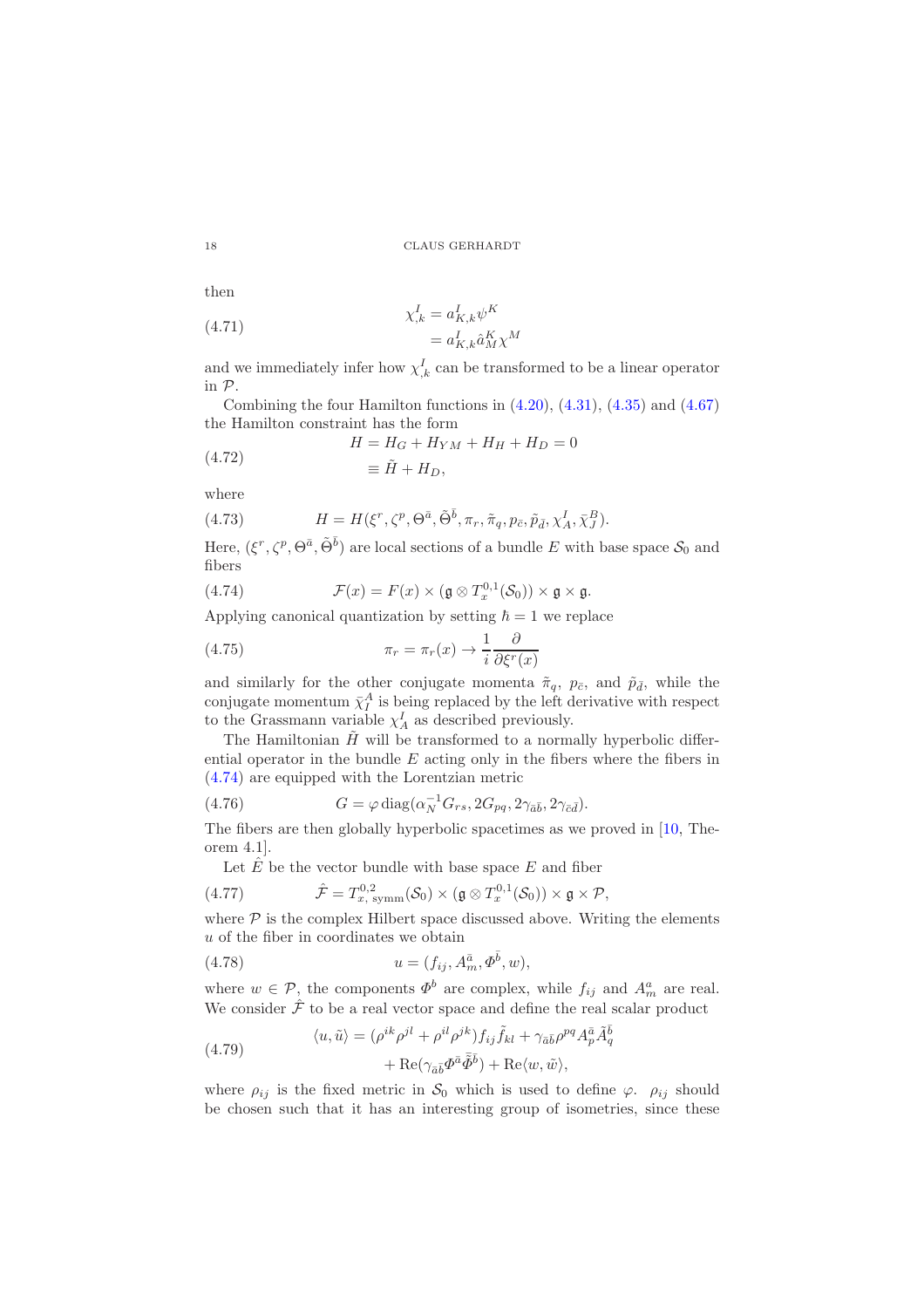then

$$
\begin{aligned}
\chi^I_{,k} &= a^I_{K,k}\psi^K \\
&= a^I_{K,k}\hat{a}^K_M \chi^M
\end{aligned} \tag{4.71}
$$

and we immediately infer how $\chi^I_{,k}$ can be transformed to be a linear operator in $\mathcal{P}$.

Combining the four Hamilton functions in (4.20), (4.31), (4.35) and (4.67) the Hamilton constraint has the form

$$
\begin{aligned}
H &= H_G + H_{YM} + H_H + H_D = 0 \\
&\equiv \tilde{H} + H_D,
\end{aligned} \tag{4.72}
$$

where

$$
H = H(\xi^r, \zeta^p, \Theta^{\bar{a}}, \tilde{\Theta}^{\bar{b}}, \pi_r, \tilde{\pi}_q, p_{\bar{c}}, \tilde{p}_{\bar{d}}, \chi^I_A, \bar{\chi}^B_J). \tag{4.73}
$$

Here, $(\xi^r, \zeta^p, \Theta^{\bar{a}}, \tilde{\Theta}^{\bar{b}})$ are local sections of a bundle $E$ with base space $\mathcal{S}_0$ and fibers

$$
\mathcal{F}(x) = F(x) \times (\mathfrak{g} \otimes T^{0,1}_x(\mathcal{S}_0)) \times \mathfrak{g} \times \mathfrak{g}. \tag{4.74}
$$

Applying canonical quantization by setting $\hbar = 1$ we replace

$$
\pi_r = \pi_r(x) \rightarrow \frac{1}{i}\frac{\partial}{\partial \xi^r(x)} \tag{4.75}
$$

and similarly for the other conjugate momenta $\tilde{\pi}_q$, $p_{\bar{c}}$, and $\tilde{p}_{\bar{d}}$, while the conjugate momentum $\bar{\chi}^A_I$ is being replaced by the left derivative with respect to the Grassmann variable $\chi^I_A$ as described previously.

The Hamiltonian $\tilde{H}$ will be transformed to a normally hyperbolic differential operator in the bundle $E$ acting only in the fibers where the fibers in (4.74) are equipped with the Lorentzian metric

$$
G = \varphi \operatorname{diag}(\alpha_N^{-1} G_{rs}, 2G_{pq}, 2\gamma_{\bar{a}\bar{b}}, 2\gamma_{\bar{c}\bar{d}}). \tag{4.76}
$$

The fibers are then globally hyperbolic spacetimes as we proved in [10, Theorem 4.1].

Let $\hat{E}$ be the vector bundle with base space $E$ and fiber

$$
\hat{\mathcal{F}} = T^{0,2}_{x,\,\text{symm}}(\mathcal{S}_0) \times (\mathfrak{g} \otimes T^{0,1}_x(\mathcal{S}_0)) \times \mathfrak{g} \times \mathcal{P}, \tag{4.77}
$$

where $\mathcal{P}$ is the complex Hilbert space discussed above. Writing the elements $u$ of the fiber in coordinates we obtain

$$
u = (f_{ij}, A^{\bar{a}}_m, \Phi^{\bar{b}}, w), \tag{4.78}
$$

where $w \in \mathcal{P}$, the components $\Phi^b$ are complex, while $f_{ij}$ and $A^a_m$ are real. We consider $\hat{\mathcal{F}}$ to be a real vector space and define the real scalar product

$$
\begin{aligned}
\langle u, \tilde{u} \rangle &= (\rho^{ik}\rho^{jl} + \rho^{il}\rho^{jk}) f_{ij}\tilde{f}_{kl} + \gamma_{\bar{a}\bar{b}}\rho^{pq} A^{\bar{a}}_p \tilde{A}^{\bar{b}}_q \\
&\quad + \operatorname{Re}(\gamma_{\bar{a}\bar{b}} \Phi^{\bar{a}} \bar{\tilde{\Phi}}^{\bar{b}}) + \operatorname{Re}\langle w, \tilde{w} \rangle,
\end{aligned} \tag{4.79}
$$

where $\rho_{ij}$ is the fixed metric in $\mathcal{S}_0$ which is used to define $\varphi$. $\rho_{ij}$ should be chosen such that it has an interesting group of isometries, since these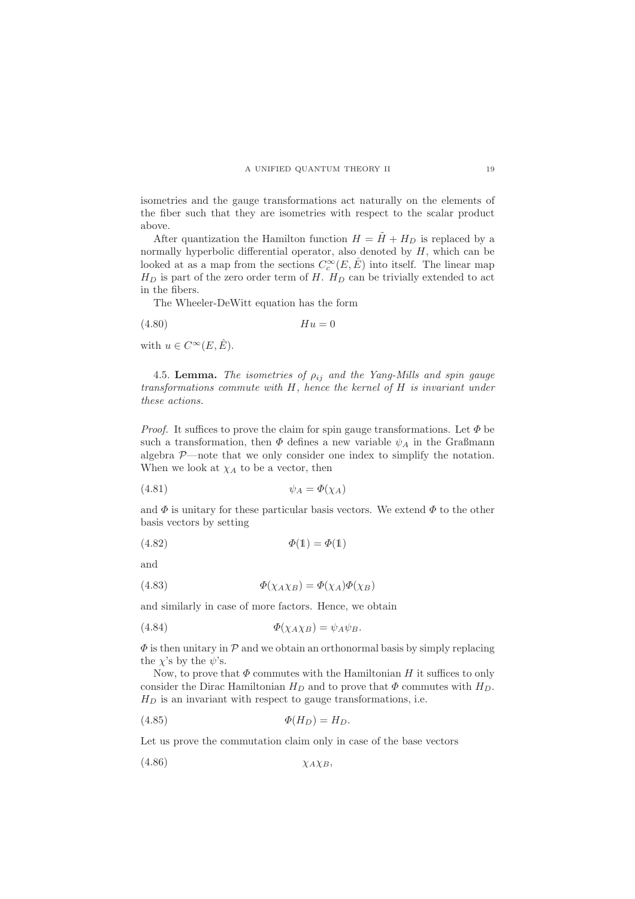isometries and the gauge transformations act naturally on the elements of the fiber such that they are isometries with respect to the scalar product above.

After quantization the Hamilton function $H = \tilde{H} + H_D$ is replaced by a normally hyperbolic differential operator, also denoted by $H$, which can be looked at as a map from the sections $C_c^\infty(E, \hat{E})$ into itself. The linear map $H_D$ is part of the zero order term of $H$. $H_D$ can be trivially extended to act in the fibers.

The Wheeler-DeWitt equation has the form

$$Hu = 0 \tag{4.80}$$

with $u \in C^\infty(E, \hat{E})$.

4.5. **Lemma.** *The isometries of $\rho_{ij}$ and the Yang-Mills and spin gauge transformations commute with $H$, hence the kernel of $H$ is invariant under these actions.*

*Proof.* It suffices to prove the claim for spin gauge transformations. Let $\Phi$ be such a transformation, then $\Phi$ defines a new variable $\psi_A$ in the Graßmann algebra $\mathcal{P}$—note that we only consider one index to simplify the notation. When we look at $\chi_A$ to be a vector, then

$$\psi_A = \Phi(\chi_A) \tag{4.81}$$

and $\Phi$ is unitary for these particular basis vectors. We extend $\Phi$ to the other basis vectors by setting

$$\Phi(\mathbb{1}) = \Phi(\mathbb{1}) \tag{4.82}$$

and

$$\Phi(\chi_A \chi_B) = \Phi(\chi_A)\Phi(\chi_B) \tag{4.83}$$

and similarly in case of more factors. Hence, we obtain

$$\Phi(\chi_A \chi_B) = \psi_A \psi_B. \tag{4.84}$$

$\Phi$ is then unitary in $\mathcal{P}$ and we obtain an orthonormal basis by simply replacing the $\chi$'s by the $\psi$'s.

Now, to prove that $\Phi$ commutes with the Hamiltonian $H$ it suffices to only consider the Dirac Hamiltonian $H_D$ and to prove that $\Phi$ commutes with $H_D$. $H_D$ is an invariant with respect to gauge transformations, i.e.

$$\Phi(H_D) = H_D. \tag{4.85}$$

Let us prove the commutation claim only in case of the base vectors

$$\chi_A \chi_B, \tag{4.86}$$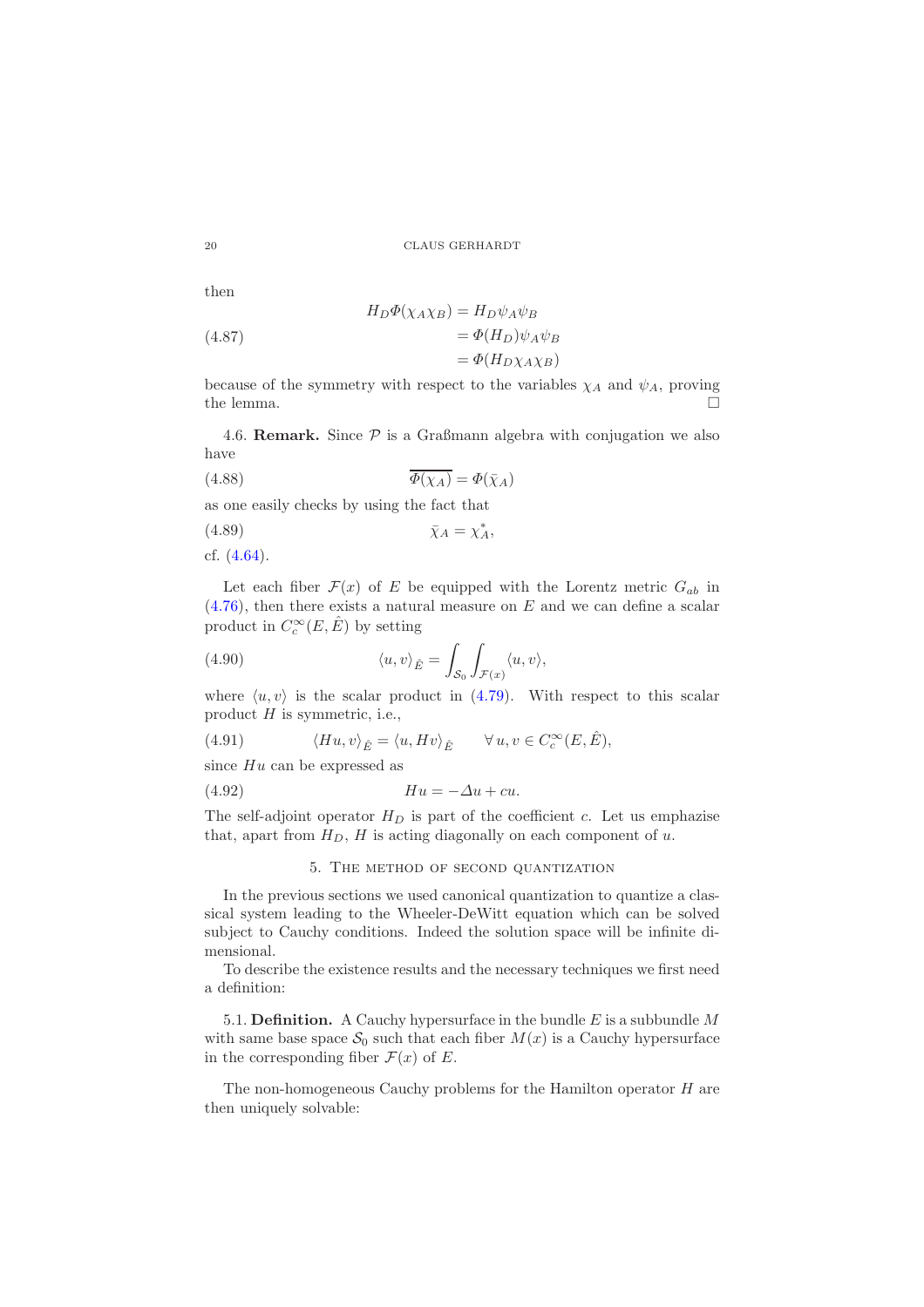then

$$
\begin{aligned}
H_D \Phi(\chi_A \chi_B) &= H_D \psi_A \psi_B \\
&= \Phi(H_D) \psi_A \psi_B \\
&= \Phi(H_D \chi_A \chi_B)
\end{aligned} \tag{4.87}
$$

because of the symmetry with respect to the variables $\chi_A$ and $\psi_A$, proving the lemma. □

4.6. **Remark.** Since $\mathcal{P}$ is a Graßmann algebra with conjugation we also have

$$
\overline{\Phi(\chi_A)} = \Phi(\bar{\chi}_A) \tag{4.88}
$$

as one easily checks by using the fact that

$$
\bar{\chi}_A = \chi_A^*, \tag{4.89}
$$

cf. (4.64).

Let each fiber $\mathcal{F}(x)$ of $E$ be equipped with the Lorentz metric $G_{ab}$ in (4.76), then there exists a natural measure on $E$ and we can define a scalar product in $C_c^\infty(E, \hat{E})$ by setting

$$
\langle u, v \rangle_{\hat{E}} = \int_{\mathcal{S}_0} \int_{\mathcal{F}(x)} \langle u, v \rangle, \tag{4.90}
$$

where $\langle u, v \rangle$ is the scalar product in (4.79). With respect to this scalar product $H$ is symmetric, i.e.,

$$
\langle Hu, v \rangle_{\hat{E}} = \langle u, Hv \rangle_{\hat{E}} \qquad \forall\, u, v \in C_c^\infty(E, \hat{E}), \tag{4.91}
$$

since $Hu$ can be expressed as

$$
Hu = -\Delta u + cu. \tag{4.92}
$$

The self-adjoint operator $H_D$ is part of the coefficient $c$. Let us emphazise that, apart from $H_D$, $H$ is acting diagonally on each component of $u$.

## 5. The method of second quantization

In the previous sections we used canonical quantization to quantize a classical system leading to the Wheeler-DeWitt equation which can be solved subject to Cauchy conditions. Indeed the solution space will be infinite dimensional.

To describe the existence results and the necessary techniques we first need a definition:

5.1. **Definition.** A Cauchy hypersurface in the bundle $E$ is a subbundle $M$ with same base space $\mathcal{S}_0$ such that each fiber $M(x)$ is a Cauchy hypersurface in the corresponding fiber $\mathcal{F}(x)$ of $E$.

The non-homogeneous Cauchy problems for the Hamilton operator $H$ are then uniquely solvable: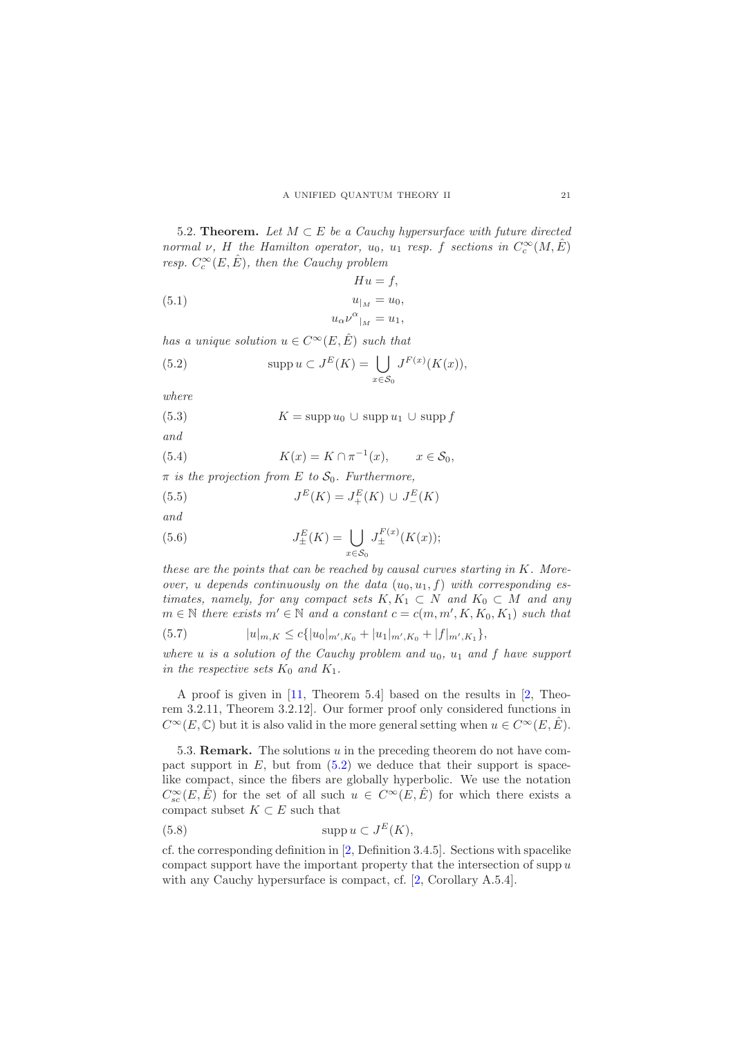**5.2. Theorem.** *Let $M \subset E$ be a Cauchy hypersurface with future directed normal $\nu$, $H$ the Hamilton operator, $u_0$, $u_1$ resp. $f$ sections in $C_c^\infty(M, \hat{E})$ resp. $C_c^\infty(E, \hat{E})$, then the Cauchy problem*

$$
\begin{aligned}
Hu &= f, \\
u_{|_M} &= u_0, \\
u_\alpha \nu^\alpha{}_{|_M} &= u_1,
\end{aligned}
\tag{5.1}
$$

*has a unique solution $u \in C^\infty(E, \hat{E})$ such that*

$$
\operatorname{supp} u \subset J^E(K) = \bigcup_{x \in \mathcal{S}_0} J^{F(x)}(K(x)), \tag{5.2}
$$

*where*

$$
K = \operatorname{supp} u_0 \cup \operatorname{supp} u_1 \cup \operatorname{supp} f \tag{5.3}
$$

*and*

$$
K(x) = K \cap \pi^{-1}(x), \qquad x \in \mathcal{S}_0, \tag{5.4}
$$

*$\pi$ is the projection from $E$ to $\mathcal{S}_0$. Furthermore,*

$$
J^E(K) = J_+^E(K) \cup J_-^E(K) \tag{5.5}
$$

*and*

$$
J_\pm^E(K) = \bigcup_{x \in \mathcal{S}_0} J_\pm^{F(x)}(K(x)); \tag{5.6}
$$

*these are the points that can be reached by causal curves starting in $K$. Moreover, $u$ depends continuously on the data $(u_0, u_1, f)$ with corresponding estimates, namely, for any compact sets $K, K_1 \subset N$ and $K_0 \subset M$ and any $m \in \mathbb{N}$ there exists $m' \in \mathbb{N}$ and a constant $c = c(m, m', K, K_0, K_1)$ such that*

$$
|u|_{m,K} \le c\{|u_0|_{m',K_0} + |u_1|_{m',K_0} + |f|_{m',K_1}\}, \tag{5.7}
$$

*where $u$ is a solution of the Cauchy problem and $u_0$, $u_1$ and $f$ have support in the respective sets $K_0$ and $K_1$.*

A proof is given in [11, Theorem 5.4] based on the results in [2, Theorem 3.2.11, Theorem 3.2.12]. Our former proof only considered functions in $C^\infty(E, \mathbb{C})$ but it is also valid in the more general setting when $u \in C^\infty(E, \hat{E})$.

**5.3. Remark.** The solutions $u$ in the preceding theorem do not have compact support in $E$, but from (5.2) we deduce that their support is spacelike compact, since the fibers are globally hyperbolic. We use the notation $C_{sc}^\infty(E, \hat{E})$ for the set of all such $u \in C^\infty(E, \hat{E})$ for which there exists a compact subset $K \subset E$ such that

$$
\operatorname{supp} u \subset J^E(K), \tag{5.8}
$$

cf. the corresponding definition in [2, Definition 3.4.5]. Sections with spacelike compact support have the important property that the intersection of $\operatorname{supp} u$ with any Cauchy hypersurface is compact, cf. [2, Corollary A.5.4].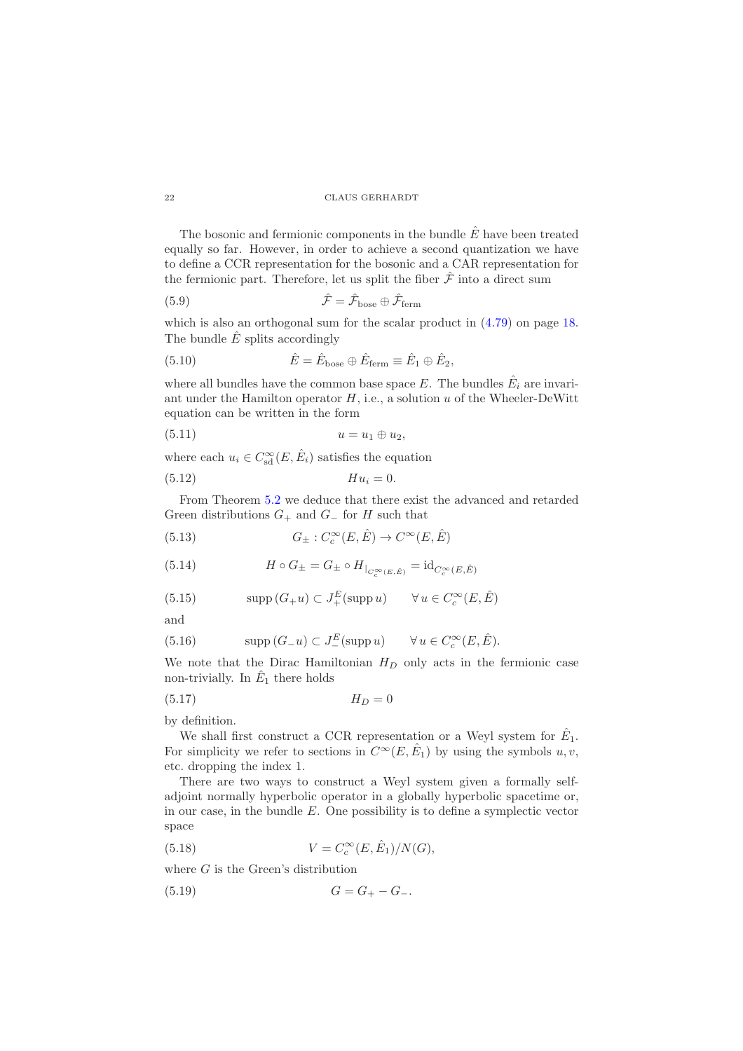The bosonic and fermionic components in the bundle $\hat{E}$ have been treated equally so far. However, in order to achieve a second quantization we have to define a CCR representation for the bosonic and a CAR representation for the fermionic part. Therefore, let us split the fiber $\hat{\mathcal{F}}$ into a direct sum

$$\hat{\mathcal{F}} = \hat{\mathcal{F}}_{\text{bose}} \oplus \hat{\mathcal{F}}_{\text{ferm}} \tag{5.9}$$

which is also an orthogonal sum for the scalar product in (4.79) on page 18. The bundle $\hat{E}$ splits accordingly

$$\hat{E} = \hat{E}_{\text{bose}} \oplus \hat{E}_{\text{ferm}} \equiv \hat{E}_1 \oplus \hat{E}_2, \tag{5.10}$$

where all bundles have the common base space $E$. The bundles $\hat{E}_i$ are invariant under the Hamilton operator $H$, i.e., a solution $u$ of the Wheeler-DeWitt equation can be written in the form

$$u = u_1 \oplus u_2, \tag{5.11}$$

where each $u_i \in C^\infty_{\text{sd}}(E, \hat{E}_i)$ satisfies the equation

$$Hu_i = 0. \tag{5.12}$$

From Theorem 5.2 we deduce that there exist the advanced and retarded Green distributions $G_+$ and $G_-$ for $H$ such that

$$G_\pm : C^\infty_c(E, \hat{E}) \to C^\infty(E, \hat{E}) \tag{5.13}$$

$$H \circ G_\pm = G_\pm \circ H_{|_{C^\infty_c(E,\hat{E})}} = \text{id}_{C^\infty_c(E,\hat{E})} \tag{5.14}$$

$$\operatorname{supp}(G_+ u) \subset J^E_+(\operatorname{supp} u) \qquad \forall\, u \in C^\infty_c(E, \hat{E}) \tag{5.15}$$

and

$$\operatorname{supp}(G_- u) \subset J^E_-(\operatorname{supp} u) \qquad \forall\, u \in C^\infty_c(E, \hat{E}). \tag{5.16}$$

We note that the Dirac Hamiltonian $H_D$ only acts in the fermionic case non-trivially. In $\hat{E}_1$ there holds

$$H_D = 0 \tag{5.17}$$

by definition.

We shall first construct a CCR representation or a Weyl system for $\hat{E}_1$. For simplicity we refer to sections in $C^\infty(E, \hat{E}_1)$ by using the symbols $u, v$, etc. dropping the index 1.

There are two ways to construct a Weyl system given a formally self-adjoint normally hyperbolic operator in a globally hyperbolic spacetime or, in our case, in the bundle $E$. One possibility is to define a symplectic vector space

$$V = C^\infty_c(E, \hat{E}_1)/N(G), \tag{5.18}$$

where $G$ is the Green's distribution

$$G = G_+ - G_-. \tag{5.19}$$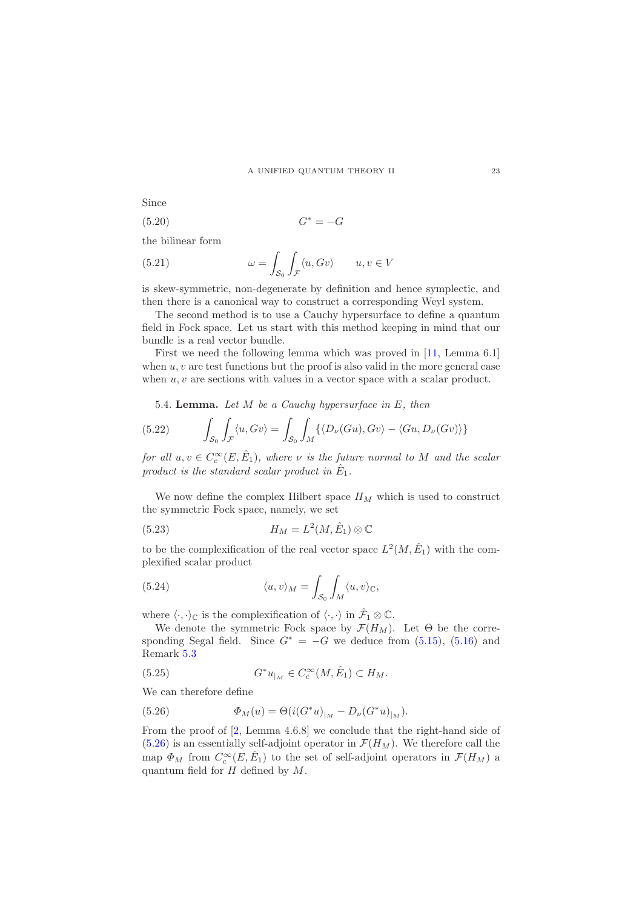Since

$$G^* = -G \tag{5.20}$$

the bilinear form

$$\omega = \int_{\mathcal{S}_0} \int_{\mathcal{F}} \langle u, Gv \rangle \qquad u, v \in V \tag{5.21}$$

is skew-symmetric, non-degenerate by definition and hence symplectic, and then there is a canonical way to construct a corresponding Weyl system.

The second method is to use a Cauchy hypersurface to define a quantum field in Fock space. Let us start with this method keeping in mind that our bundle is a real vector bundle.

First we need the following lemma which was proved in [11, Lemma 6.1] when $u, v$ are test functions but the proof is also valid in the more general case when $u, v$ are sections with values in a vector space with a scalar product.

**5.4. Lemma.** *Let $M$ be a Cauchy hypersurface in $E$, then*

$$\int_{\mathcal{S}_0} \int_{\mathcal{F}} \langle u, Gv \rangle = \int_{\mathcal{S}_0} \int_{M} \{ \langle D_\nu (Gu), Gv \rangle - \langle Gu, D_\nu (Gv) \rangle \} \tag{5.22}$$

*for all $u, v \in C_c^\infty(E, \hat{E}_1)$, where $\nu$ is the future normal to $M$ and the scalar product is the standard scalar product in $\hat{E}_1$.*

We now define the complex Hilbert space $H_M$ which is used to construct the symmetric Fock space, namely, we set

$$H_M = L^2(M, \hat{E}_1) \otimes \mathbb{C} \tag{5.23}$$

to be the complexification of the real vector space $L^2(M, \hat{E}_1)$ with the complexified scalar product

$$\langle u, v \rangle_M = \int_{\mathcal{S}_0} \int_M \langle u, v \rangle_{\mathbb{C}}, \tag{5.24}$$

where $\langle \cdot, \cdot \rangle_{\mathbb{C}}$ is the complexification of $\langle \cdot, \cdot \rangle$ in $\hat{\mathcal{F}}_1 \otimes \mathbb{C}$.

We denote the symmetric Fock space by $\mathcal{F}(H_M)$. Let $\Theta$ be the corresponding Segal field. Since $G^* = -G$ we deduce from (5.15), (5.16) and Remark 5.3

$$G^* u_{|_M} \in C_c^\infty(M, \hat{E}_1) \subset H_M. \tag{5.25}$$

We can therefore define

$$\Phi_M(u) = \Theta(i(G^* u)_{|_M} - D_\nu (G^* u)_{|_M}). \tag{5.26}$$

From the proof of [2, Lemma 4.6.8] we conclude that the right-hand side of (5.26) is an essentially self-adjoint operator in $\mathcal{F}(H_M)$. We therefore call the map $\Phi_M$ from $C_c^\infty(E, \hat{E}_1)$ to the set of self-adjoint operators in $\mathcal{F}(H_M)$ a quantum field for $H$ defined by $M$.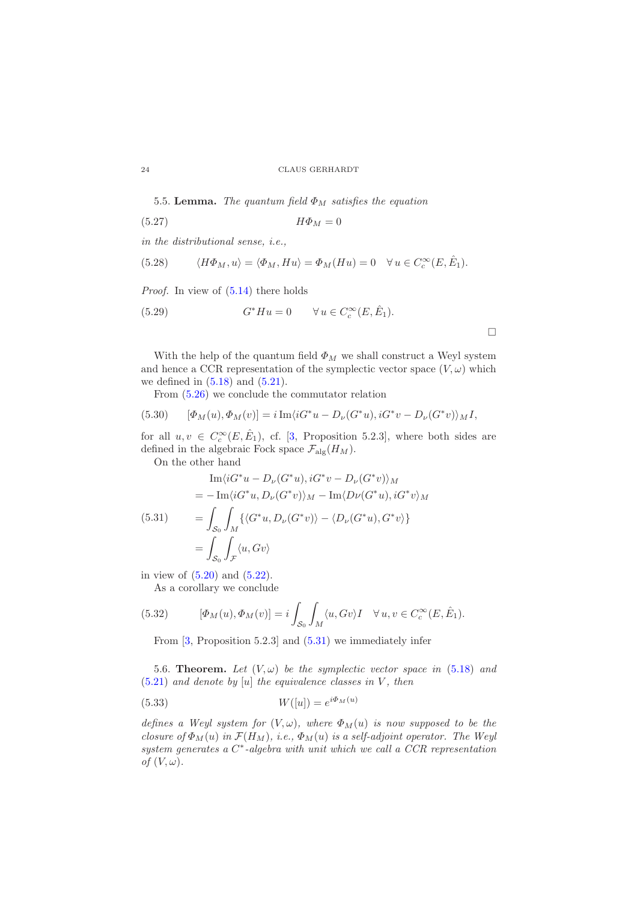**5.5. Lemma.** *The quantum field $\Phi_M$ satisfies the equation*

$$H\Phi_M = 0 \tag{5.27}$$

*in the distributional sense, i.e.,*

$$\langle H\Phi_M, u\rangle = \langle \Phi_M, Hu\rangle = \Phi_M(Hu) = 0 \quad \forall\, u \in C_c^\infty(E, \hat{E}_1). \tag{5.28}$$

*Proof.* In view of (5.14) there holds

$$G^*Hu = 0 \qquad \forall\, u \in C_c^\infty(E, \hat{E}_1). \tag{5.29}$$

$\square$

With the help of the quantum field $\Phi_M$ we shall construct a Weyl system and hence a CCR representation of the symplectic vector space $(V, \omega)$ which we defined in (5.18) and (5.21).

From (5.26) we conclude the commutator relation

$$[\Phi_M(u), \Phi_M(v)] = i \operatorname{Im}\langle iG^*u - D_\nu(G^*u), iG^*v - D_\nu(G^*v)\rangle_M I, \tag{5.30}$$

for all $u, v \in C_c^\infty(E, \hat{E}_1)$, cf. [3, Proposition 5.2.3], where both sides are defined in the algebraic Fock space $\mathcal{F}_{\text{alg}}(H_M)$.

On the other hand

$$\begin{aligned}
&\operatorname{Im}\langle iG^*u - D_\nu(G^*u), iG^*v - D_\nu(G^*v)\rangle_M \\
&= -\operatorname{Im}\langle iG^*u, D_\nu(G^*v)\rangle_M - \operatorname{Im}\langle D\nu(G^*u), iG^*v\rangle_M \\
&= \int_{\mathcal{S}_0}\int_M \{\langle G^*u, D_\nu(G^*v)\rangle - \langle D_\nu(G^*u), G^*v\rangle\} \\
&= \int_{\mathcal{S}_0}\int_{\mathcal{F}} \langle u, Gv\rangle
\end{aligned} \tag{5.31}$$

in view of (5.20) and (5.22).

As a corollary we conclude

$$[\Phi_M(u), \Phi_M(v)] = i\int_{\mathcal{S}_0}\int_M \langle u, Gv\rangle I \quad \forall\, u, v \in C_c^\infty(E, \hat{E}_1). \tag{5.32}$$

From [3, Proposition 5.2.3] and (5.31) we immediately infer

**5.6. Theorem.** *Let $(V, \omega)$ be the symplectic vector space in (5.18) and (5.21) and denote by $[u]$ the equivalence classes in $V$, then*

$$W([u]) = e^{i\Phi_M(u)} \tag{5.33}$$

*defines a Weyl system for $(V, \omega)$, where $\Phi_M(u)$ is now supposed to be the closure of $\Phi_M(u)$ in $\mathcal{F}(H_M)$, i.e., $\Phi_M(u)$ is a self-adjoint operator. The Weyl system generates a $C^*$-algebra with unit which we call a CCR representation of $(V, \omega)$.*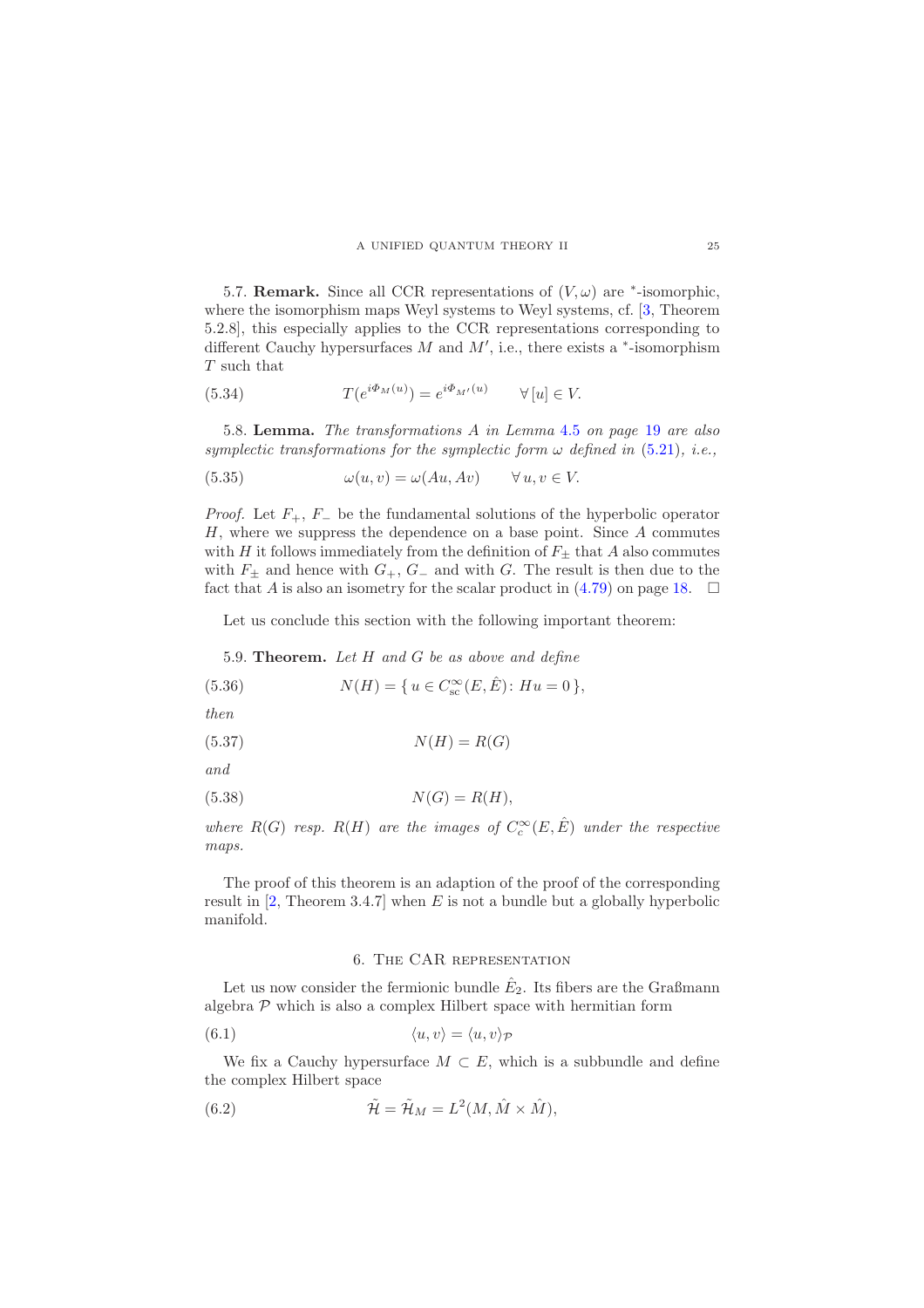5.7. **Remark.** Since all CCR representations of $(V,\omega)$ are $^*$-isomorphic, where the isomorphism maps Weyl systems to Weyl systems, cf. [3, Theorem 5.2.8], this especially applies to the CCR representations corresponding to different Cauchy hypersurfaces $M$ and $M'$, i.e., there exists a $^*$-isomorphism $T$ such that

$$T(e^{i\Phi_M(u)}) = e^{i\Phi_{M'}(u)} \qquad \forall\,[u] \in V. \tag{5.34}$$

5.8. **Lemma.** *The transformations $A$ in Lemma 4.5 on page 19 are also symplectic transformations for the symplectic form $\omega$ defined in (5.21), i.e.,*

$$\omega(u,v) = \omega(Au,Av) \qquad \forall\, u,v \in V. \tag{5.35}$$

*Proof.* Let $F_+$, $F_-$ be the fundamental solutions of the hyperbolic operator $H$, where we suppress the dependence on a base point. Since $A$ commutes with $H$ it follows immediately from the definition of $F_\pm$ that $A$ also commutes with $F_\pm$ and hence with $G_+$, $G_-$ and with $G$. The result is then due to the fact that $A$ is also an isometry for the scalar product in (4.79) on page 18. $\square$

Let us conclude this section with the following important theorem:

5.9. **Theorem.** *Let $H$ and $G$ be as above and define*

$$N(H) = \{\, u \in C^\infty_{\text{sc}}(E,\hat{E}) \colon Hu = 0\,\}, \tag{5.36}$$

*then*

$$N(H) = R(G) \tag{5.37}$$

*and*

$$N(G) = R(H), \tag{5.38}$$

*where $R(G)$ resp. $R(H)$ are the images of $C^\infty_c(E,\hat{E})$ under the respective maps.*

The proof of this theorem is an adaption of the proof of the corresponding result in [2, Theorem 3.4.7] when $E$ is not a bundle but a globally hyperbolic manifold.

## 6. The CAR representation

Let us now consider the fermionic bundle $\hat{E}_2$. Its fibers are the Graßmann algebra $\mathcal{P}$ which is also a complex Hilbert space with hermitian form

$$\langle u,v\rangle = \langle u,v\rangle_{\mathcal{P}} \tag{6.1}$$

We fix a Cauchy hypersurface $M \subset E$, which is a subbundle and define the complex Hilbert space

$$\tilde{\mathcal{H}} = \tilde{\mathcal{H}}_M = L^2(M, \hat{M} \times \hat{M}), \tag{6.2}$$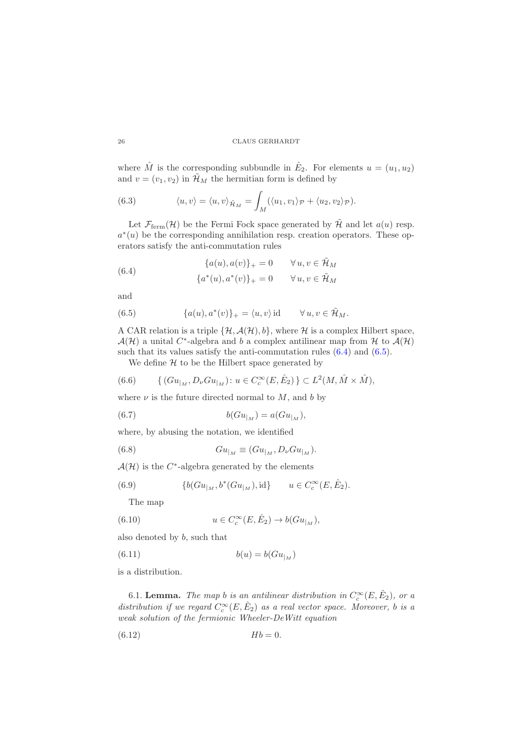where $\hat{M}$ is the corresponding subbundle in $\hat{E}_2$. For elements $u = (u_1, u_2)$ and $v = (v_1, v_2)$ in $\tilde{\mathcal{H}}_M$ the hermitian form is defined by

$$\langle u, v \rangle = \langle u, v \rangle_{\tilde{\mathcal{H}}_M} = \int_M (\langle u_1, v_1 \rangle_{\mathcal{P}} + \langle u_2, v_2 \rangle_{\mathcal{P}}). \tag{6.3}$$

Let $\mathcal{F}_{\text{ferm}}(\mathcal{H})$ be the Fermi Fock space generated by $\tilde{\mathcal{H}}$ and let $a(u)$ resp. $a^*(u)$ be the corresponding annihilation resp. creation operators. These operators satisfy the anti-commutation rules

$$\begin{aligned} \{a(u), a(v)\}_+ &= 0 \qquad \forall\, u, v \in \tilde{\mathcal{H}}_M \\ \{a^*(u), a^*(v)\}_+ &= 0 \qquad \forall\, u, v \in \tilde{\mathcal{H}}_M \end{aligned} \tag{6.4}$$

and

$$\{a(u), a^*(v)\}_+ = \langle u, v \rangle \,\text{id} \qquad \forall\, u, v \in \tilde{\mathcal{H}}_M. \tag{6.5}$$

A CAR relation is a triple $\{\mathcal{H}, \mathcal{A}(\mathcal{H}), b\}$, where $\mathcal{H}$ is a complex Hilbert space, $\mathcal{A}(\mathcal{H})$ a unital $C^*$-algebra and $b$ a complex antilinear map from $\mathcal{H}$ to $\mathcal{A}(\mathcal{H})$ such that its values satisfy the anti-commutation rules (6.4) and (6.5).

We define $\mathcal{H}$ to be the Hilbert space generated by

$$\{\, (Gu_{|_M}, D_\nu Gu_{|_M}) \colon u \in C_c^\infty(E, \hat{E}_2) \,\} \subset L^2(M, \hat{M} \times \hat{M}), \tag{6.6}$$

where $\nu$ is the future directed normal to $M$, and $b$ by

$$b(Gu_{|_M}) = a(Gu_{|_M}), \tag{6.7}$$

where, by abusing the notation, we identified

$$Gu_{|_M} \equiv (Gu_{|_M}, D_\nu Gu_{|_M}). \tag{6.8}$$

$\mathcal{A}(\mathcal{H})$ is the $C^*$-algebra generated by the elements

$$\{b(Gu_{|_M}, b^*(Gu_{|_M}), \text{id}\} \qquad u \in C_c^\infty(E, \hat{E}_2). \tag{6.9}$$

The map

$$u \in C_c^\infty(E, \hat{E}_2) \to b(Gu_{|_M}), \tag{6.10}$$

also denoted by $b$, such that

$$b(u) = b(Gu_{|_M}) \tag{6.11}$$

is a distribution.

6.1. **Lemma.** *The map $b$ is an antilinear distribution in $C_c^\infty(E, \hat{E}_2)$, or a distribution if we regard $C_c^\infty(E, \hat{E}_2)$ as a real vector space. Moreover, $b$ is a weak solution of the fermionic Wheeler-DeWitt equation*

$$Hb = 0. \tag{6.12}$$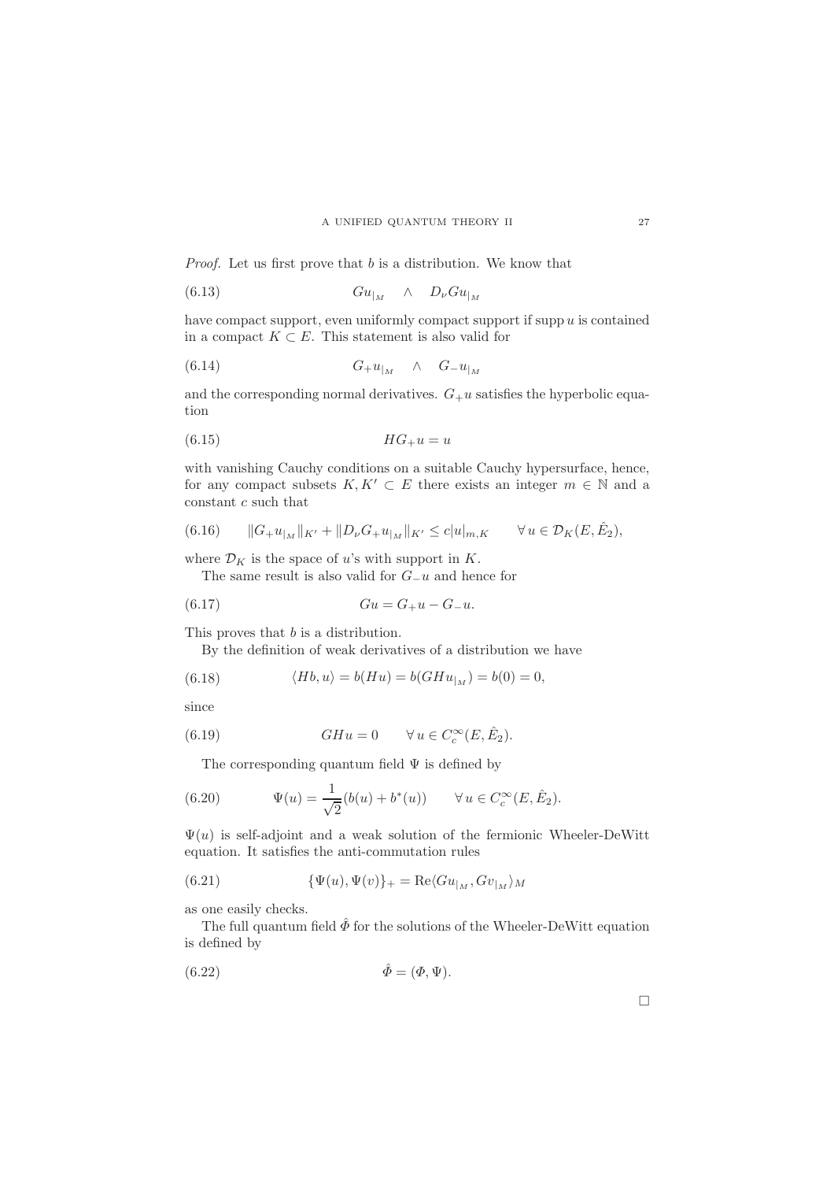*Proof.* Let us first prove that $b$ is a distribution. We know that

$$Gu_{|_M} \quad \wedge \quad D_\nu Gu_{|_M} \tag{6.13}$$

have compact support, even uniformly compact support if $\operatorname{supp} u$ is contained in a compact $K \subset E$. This statement is also valid for

$$G_+u_{|_M} \quad \wedge \quad G_-u_{|_M} \tag{6.14}$$

and the corresponding normal derivatives. $G_+u$ satisfies the hyperbolic equation

$$HG_+u = u \tag{6.15}$$

with vanishing Cauchy conditions on a suitable Cauchy hypersurface, hence, for any compact subsets $K, K' \subset E$ there exists an integer $m \in \mathbb{N}$ and a constant $c$ such that

$$\|G_+u_{|_M}\|_{K'} + \|D_\nu G_+u_{|_M}\|_{K'} \le c|u|_{m,K} \qquad \forall\, u \in \mathcal{D}_K(E, \hat{E}_2), \tag{6.16}$$

where $\mathcal{D}_K$ is the space of $u$'s with support in $K$.

The same result is also valid for $G_-u$ and hence for

$$Gu = G_+u - G_-u. \tag{6.17}$$

This proves that $b$ is a distribution.

By the definition of weak derivatives of a distribution we have

$$\langle Hb, u\rangle = b(Hu) = b(GHu_{|_M}) = b(0) = 0, \tag{6.18}$$

since

$$GHu = 0 \qquad \forall\, u \in C_c^\infty(E, \hat{E}_2). \tag{6.19}$$

The corresponding quantum field $\Psi$ is defined by

$$\Psi(u) = \frac{1}{\sqrt{2}}(b(u) + b^*(u)) \qquad \forall\, u \in C_c^\infty(E, \hat{E}_2). \tag{6.20}$$

$\Psi(u)$ is self-adjoint and a weak solution of the fermionic Wheeler-DeWitt equation. It satisfies the anti-commutation rules

$$\{\Psi(u), \Psi(v)\}_+ = \operatorname{Re}\langle Gu_{|_M}, Gv_{|_M}\rangle_M \tag{6.21}$$

as one easily checks.

The full quantum field $\hat{\varPhi}$ for the solutions of the Wheeler-DeWitt equation is defined by

$$\hat{\varPhi} = (\varPhi, \Psi). \tag{6.22}$$

□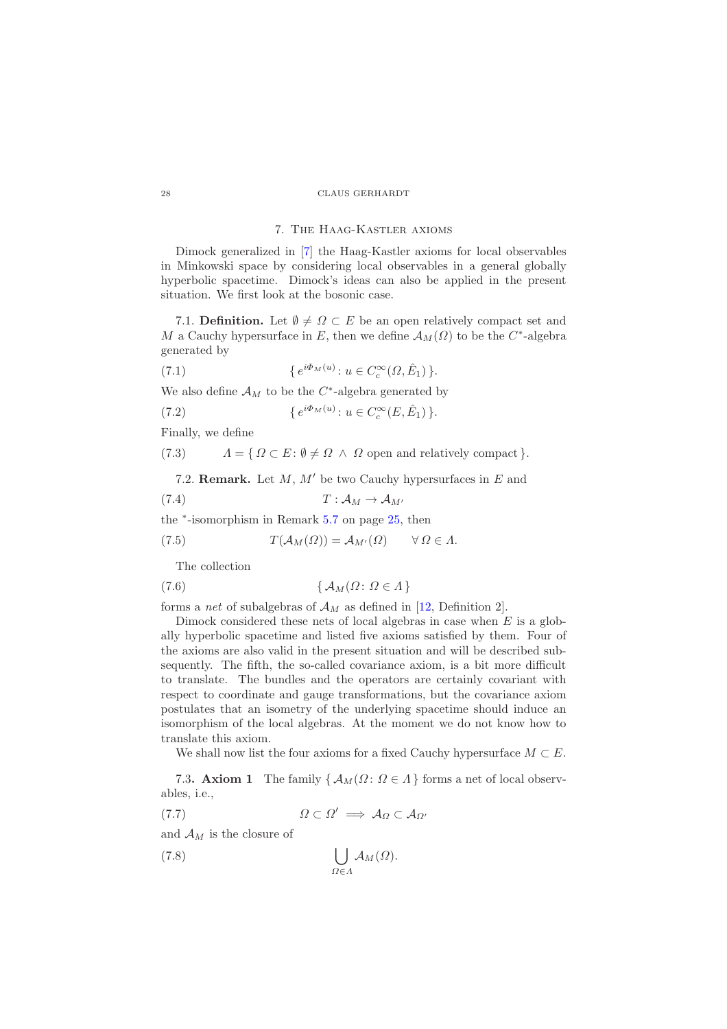## 7. The Haag-Kastler axioms

Dimock generalized in [7] the Haag-Kastler axioms for local observables in Minkowski space by considering local observables in a general globally hyperbolic spacetime. Dimock's ideas can also be applied in the present situation. We first look at the bosonic case.

7.1. **Definition.** Let $\emptyset \neq \Omega \subset E$ be an open relatively compact set and $M$ a Cauchy hypersurface in $E$, then we define $\mathcal{A}_M(\Omega)$ to be the $C^*$-algebra generated by

$$\{\, e^{i\Phi_M(u)} \colon u \in C_c^\infty(\Omega, \hat{E}_1) \,\}. \tag{7.1}$$

We also define $\mathcal{A}_M$ to be the $C^*$-algebra generated by

$$\{\, e^{i\Phi_M(u)} \colon u \in C_c^\infty(E, \hat{E}_1) \,\}. \tag{7.2}$$

Finally, we define

$$\varLambda = \{\, \Omega \subset E \colon \emptyset \neq \Omega \ \wedge \ \Omega \text{ open and relatively compact} \,\}. \tag{7.3}$$

7.2. **Remark.** Let $M$, $M'$ be two Cauchy hypersurfaces in $E$ and

$$T : \mathcal{A}_M \to \mathcal{A}_{M'} \tag{7.4}$$

the $^*$-isomorphism in Remark 5.7 on page 25, then

$$T(\mathcal{A}_M(\Omega)) = \mathcal{A}_{M'}(\Omega) \qquad \forall\, \Omega \in \varLambda. \tag{7.5}$$

The collection

$$\{\, \mathcal{A}_M(\Omega \colon \Omega \in \varLambda \,\} \tag{7.6}$$

forms a *net* of subalgebras of $\mathcal{A}_M$ as defined in [12, Definition 2].

Dimock considered these nets of local algebras in case when $E$ is a globally hyperbolic spacetime and listed five axioms satisfied by them. Four of the axioms are also valid in the present situation and will be described subsequently. The fifth, the so-called covariance axiom, is a bit more difficult to translate. The bundles and the operators are certainly covariant with respect to coordinate and gauge transformations, but the covariance axiom postulates that an isometry of the underlying spacetime should induce an isomorphism of the local algebras. At the moment we do not know how to translate this axiom.

We shall now list the four axioms for a fixed Cauchy hypersurface $M \subset E$.

7.3**. Axiom 1** The family $\{\, \mathcal{A}_M(\Omega \colon \Omega \in \varLambda \,\}$ forms a net of local observables, i.e.,

$$\Omega \subset \Omega' \implies \mathcal{A}_\Omega \subset \mathcal{A}_{\Omega'} \tag{7.7}$$

and $\mathcal{A}_M$ is the closure of

$$\bigcup_{\Omega \in \varLambda} \mathcal{A}_M(\Omega). \tag{7.8}$$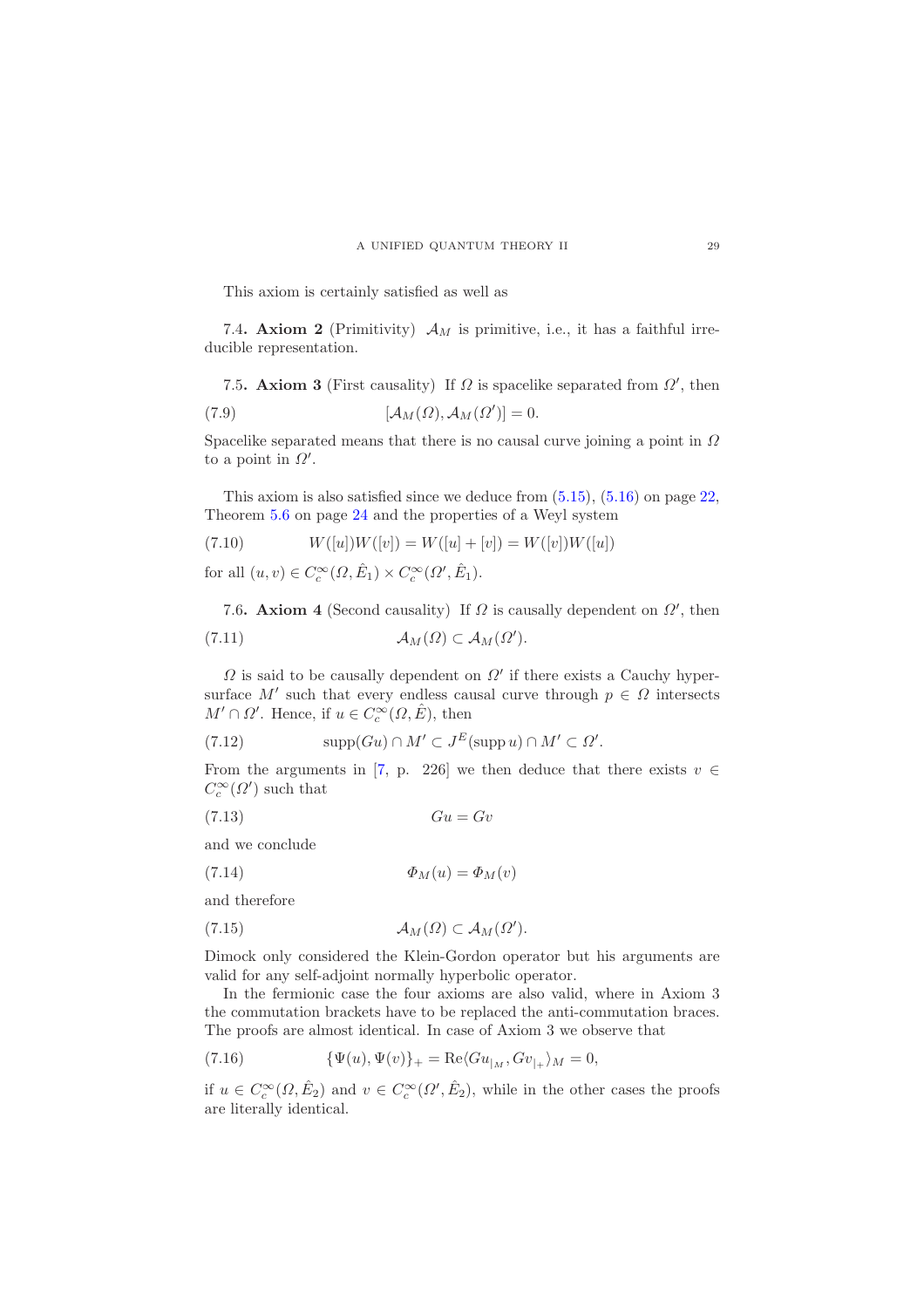This axiom is certainly satisfied as well as

7.4. **Axiom 2** (Primitivity) $\mathcal{A}_M$ is primitive, i.e., it has a faithful irreducible representation.

7.5. **Axiom 3** (First causality) If $\Omega$ is spacelike separated from $\Omega'$, then

$$[\mathcal{A}_M(\Omega), \mathcal{A}_M(\Omega')] = 0. \tag{7.9}$$

Spacelike separated means that there is no causal curve joining a point in $\Omega$ to a point in $\Omega'$.

This axiom is also satisfied since we deduce from (5.15), (5.16) on page 22, Theorem 5.6 on page 24 and the properties of a Weyl system

$$W([u])W([v]) = W([u] + [v]) = W([v])W([u]) \tag{7.10}$$

for all $(u, v) \in C_c^\infty(\Omega, \hat{E}_1) \times C_c^\infty(\Omega', \hat{E}_1)$.

7.6. **Axiom 4** (Second causality) If $\Omega$ is causally dependent on $\Omega'$, then

$$\mathcal{A}_M(\Omega) \subset \mathcal{A}_M(\Omega'). \tag{7.11}$$

$\Omega$ is said to be causally dependent on $\Omega'$ if there exists a Cauchy hypersurface $M'$ such that every endless causal curve through $p \in \Omega$ intersects $M' \cap \Omega'$. Hence, if $u \in C_c^\infty(\Omega, \hat{E})$, then

$$\operatorname{supp}(Gu) \cap M' \subset J^E(\operatorname{supp} u) \cap M' \subset \Omega'. \tag{7.12}$$

From the arguments in [7, p. 226] we then deduce that there exists $v \in C_c^\infty(\Omega')$ such that

$$Gu = Gv \tag{7.13}$$

and we conclude

$$\Phi_M(u) = \Phi_M(v) \tag{7.14}$$

and therefore

$$\mathcal{A}_M(\Omega) \subset \mathcal{A}_M(\Omega'). \tag{7.15}$$

Dimock only considered the Klein-Gordon operator but his arguments are valid for any self-adjoint normally hyperbolic operator.

In the fermionic case the four axioms are also valid, where in Axiom 3 the commutation brackets have to be replaced the anti-commutation braces. The proofs are almost identical. In case of Axiom 3 we observe that

$$\{\Psi(u), \Psi(v)\}_+ = \operatorname{Re}\langle Gu_{|_M}, Gv_{|_+}\rangle_M = 0, \tag{7.16}$$

if $u \in C_c^\infty(\Omega, \hat{E}_2)$ and $v \in C_c^\infty(\Omega', \hat{E}_2)$, while in the other cases the proofs are literally identical.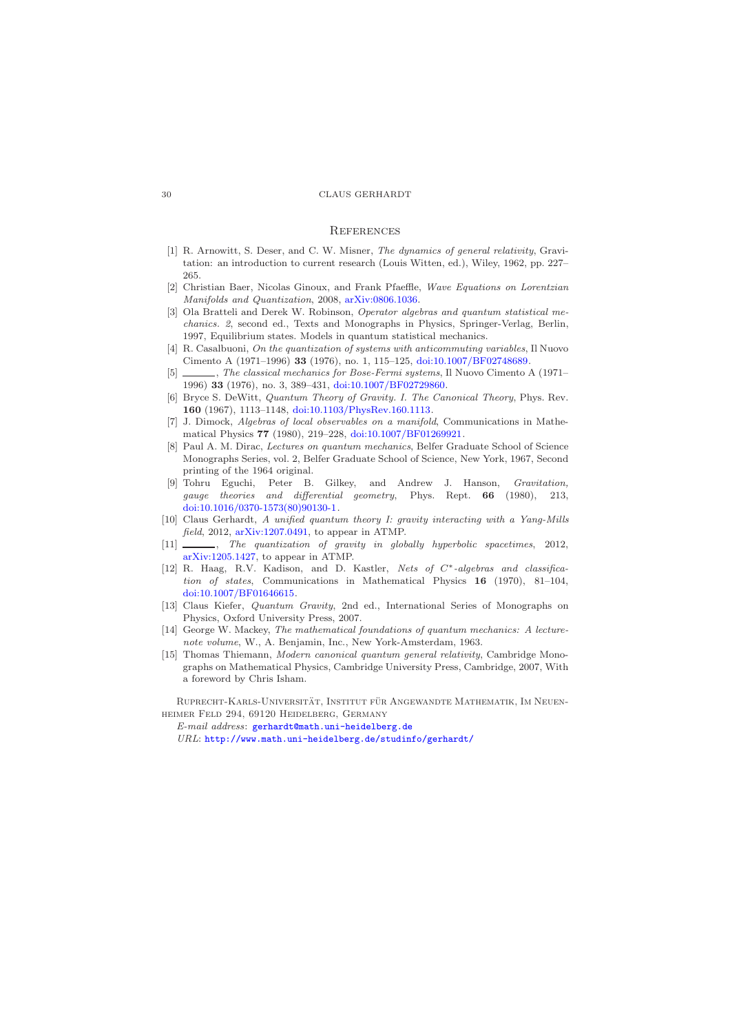## References

[1] R. Arnowitt, S. Deser, and C. W. Misner, *The dynamics of general relativity*, Gravitation: an introduction to current research (Louis Witten, ed.), Wiley, 1962, pp. 227–265.

[2] Christian Baer, Nicolas Ginoux, and Frank Pfaeffle, *Wave Equations on Lorentzian Manifolds and Quantization*, 2008, arXiv:0806.1036.

[3] Ola Bratteli and Derek W. Robinson, *Operator algebras and quantum statistical mechanics. 2*, second ed., Texts and Monographs in Physics, Springer-Verlag, Berlin, 1997, Equilibrium states. Models in quantum statistical mechanics.

[4] R. Casalbuoni, *On the quantization of systems with anticommuting variables*, Il Nuovo Cimento A (1971–1996) **33** (1976), no. 1, 115–125, doi:10.1007/BF02748689.

[5] ______, *The classical mechanics for Bose-Fermi systems*, Il Nuovo Cimento A (1971–1996) **33** (1976), no. 3, 389–431, doi:10.1007/BF02729860.

[6] Bryce S. DeWitt, *Quantum Theory of Gravity. I. The Canonical Theory*, Phys. Rev. **160** (1967), 1113–1148, doi:10.1103/PhysRev.160.1113.

[7] J. Dimock, *Algebras of local observables on a manifold*, Communications in Mathematical Physics **77** (1980), 219–228, doi:10.1007/BF01269921.

[8] Paul A. M. Dirac, *Lectures on quantum mechanics*, Belfer Graduate School of Science Monographs Series, vol. 2, Belfer Graduate School of Science, New York, 1967, Second printing of the 1964 original.

[9] Tohru Eguchi, Peter B. Gilkey, and Andrew J. Hanson, *Gravitation, gauge theories and differential geometry*, Phys. Rept. **66** (1980), 213, doi:10.1016/0370-1573(80)90130-1.

[10] Claus Gerhardt, *A unified quantum theory I: gravity interacting with a Yang-Mills field*, 2012, arXiv:1207.0491, to appear in ATMP.

[11] ______, *The quantization of gravity in globally hyperbolic spacetimes*, 2012, arXiv:1205.1427, to appear in ATMP.

[12] R. Haag, R.V. Kadison, and D. Kastler, *Nets of $C^*$-algebras and classification of states*, Communications in Mathematical Physics **16** (1970), 81–104, doi:10.1007/BF01646615.

[13] Claus Kiefer, *Quantum Gravity*, 2nd ed., International Series of Monographs on Physics, Oxford University Press, 2007.

[14] George W. Mackey, *The mathematical foundations of quantum mechanics: A lecture-note volume*, W., A. Benjamin, Inc., New York-Amsterdam, 1963.

[15] Thomas Thiemann, *Modern canonical quantum general relativity*, Cambridge Monographs on Mathematical Physics, Cambridge University Press, Cambridge, 2007, With a foreword by Chris Isham.

Ruprecht-Karls-Universität, Institut für Angewandte Mathematik, Im Neuenheimer Feld 294, 69120 Heidelberg, Germany

*E-mail address*: gerhardt@math.uni-heidelberg.de

*URL*: http://www.math.uni-heidelberg.de/studinfo/gerhardt/